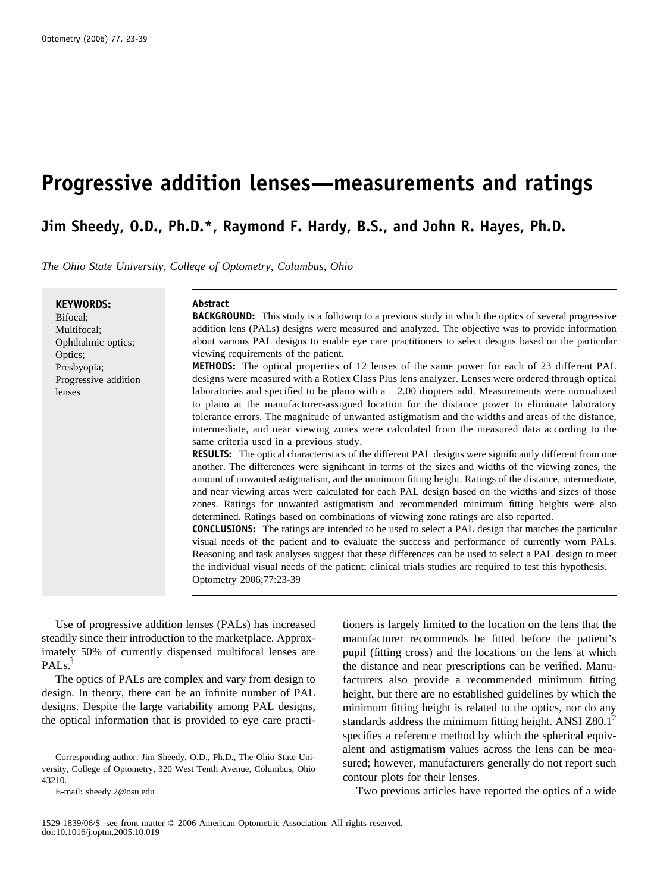# Progressive addition lenses—measurements and ratings

## Jim Sheedy, O.D., Ph.D.*, Raymond F. Hardy, B.S., and John R. Hayes, Ph.D.

*The Ohio State University, College of Optometry, Columbus, Ohio*

**KEYWORDS:**
Bifocal;
Multifocal;
Ophthalmic optics;
Optics;
Presbyopia;
Progressive addition lenses

**Abstract**

**BACKGROUND:** This study is a followup to a previous study in which the optics of several progressive addition lens (PALs) designs were measured and analyzed. The objective was to provide information about various PAL designs to enable eye care practitioners to select designs based on the particular viewing requirements of the patient.

**METHODS:** The optical properties of 12 lenses of the same power for each of 23 different PAL designs were measured with a Rotlex Class Plus lens analyzer. Lenses were ordered through optical laboratories and specified to be plano with a +2.00 diopters add. Measurements were normalized to plano at the manufacturer-assigned location for the distance power to eliminate laboratory tolerance errors. The magnitude of unwanted astigmatism and the widths and areas of the distance, intermediate, and near viewing zones were calculated from the measured data according to the same criteria used in a previous study.

**RESULTS:** The optical characteristics of the different PAL designs were significantly different from one another. The differences were significant in terms of the sizes and widths of the viewing zones, the amount of unwanted astigmatism, and the minimum fitting height. Ratings of the distance, intermediate, and near viewing areas were calculated for each PAL design based on the widths and sizes of those zones. Ratings for unwanted astigmatism and recommended minimum fitting heights were also determined. Ratings based on combinations of viewing zone ratings are also reported.

**CONCLUSIONS:** The ratings are intended to be used to select a PAL design that matches the particular visual needs of the patient and to evaluate the success and performance of currently worn PALs. Reasoning and task analyses suggest that these differences can be used to select a PAL design to meet the individual visual needs of the patient; clinical trials studies are required to test this hypothesis.
Optometry 2006;77:23-39

Use of progressive addition lenses (PALs) has increased steadily since their introduction to the marketplace. Approximately 50% of currently dispensed multifocal lenses are PALs.[1]

The optics of PALs are complex and vary from design to design. In theory, there can be an infinite number of PAL designs. Despite the large variability among PAL designs, the optical information that is provided to eye care practitioners is largely limited to the location on the lens that the manufacturer recommends be fitted before the patient's pupil (fitting cross) and the locations on the lens at which the distance and near prescriptions can be verified. Manufacturers also provide a recommended minimum fitting height, but there are no established guidelines by which the minimum fitting height is related to the optics, nor do any standards address the minimum fitting height. ANSI Z80.1[2] specifies a reference method by which the spherical equivalent and astigmatism values across the lens can be measured; however, manufacturers generally do not report such contour plots for their lenses.

Two previous articles have reported the optics of a wide

Corresponding author: Jim Sheedy, O.D., Ph.D., The Ohio State University, College of Optometry, 320 West Tenth Avenue, Columbus, Ohio 43210.

E-mail: sheedy.2@osu.edu

1529-1839/06/$ -see front matter © 2006 American Optometric Association. All rights reserved.
doi:10.1016/j.optm.2005.10.019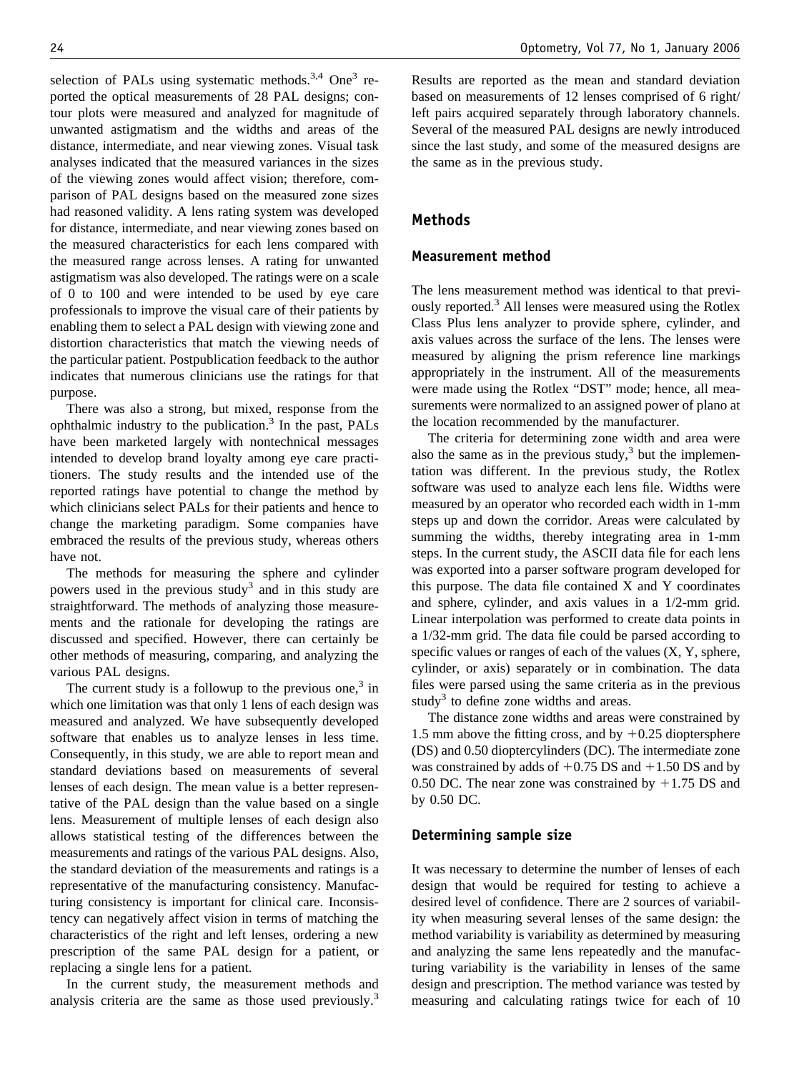selection of PALs using systematic methods.[3,4] One[3] reported the optical measurements of 28 PAL designs; contour plots were measured and analyzed for magnitude of unwanted astigmatism and the widths and areas of the distance, intermediate, and near viewing zones. Visual task analyses indicated that the measured variances in the sizes of the viewing zones would affect vision; therefore, comparison of PAL designs based on the measured zone sizes had reasoned validity. A lens rating system was developed for distance, intermediate, and near viewing zones based on the measured characteristics for each lens compared with the measured range across lenses. A rating for unwanted astigmatism was also developed. The ratings were on a scale of 0 to 100 and were intended to be used by eye care professionals to improve the visual care of their patients by enabling them to select a PAL design with viewing zone and distortion characteristics that match the viewing needs of the particular patient. Postpublication feedback to the author indicates that numerous clinicians use the ratings for that purpose.

There was also a strong, but mixed, response from the ophthalmic industry to the publication.[3] In the past, PALs have been marketed largely with nontechnical messages intended to develop brand loyalty among eye care practitioners. The study results and the intended use of the reported ratings have potential to change the method by which clinicians select PALs for their patients and hence to change the marketing paradigm. Some companies have embraced the results of the previous study, whereas others have not.

The methods for measuring the sphere and cylinder powers used in the previous study[3] and in this study are straightforward. The methods of analyzing those measurements and the rationale for developing the ratings are discussed and specified. However, there can certainly be other methods of measuring, comparing, and analyzing the various PAL designs.

The current study is a followup to the previous one,[3] in which one limitation was that only 1 lens of each design was measured and analyzed. We have subsequently developed software that enables us to analyze lenses in less time. Consequently, in this study, we are able to report mean and standard deviations based on measurements of several lenses of each design. The mean value is a better representative of the PAL design than the value based on a single lens. Measurement of multiple lenses of each design also allows statistical testing of the differences between the measurements and ratings of the various PAL designs. Also, the standard deviation of the measurements and ratings is a representative of the manufacturing consistency. Manufacturing consistency is important for clinical care. Inconsistency can negatively affect vision in terms of matching the characteristics of the right and left lenses, ordering a new prescription of the same PAL design for a patient, or replacing a single lens for a patient.

In the current study, the measurement methods and analysis criteria are the same as those used previously.[3] Results are reported as the mean and standard deviation based on measurements of 12 lenses comprised of 6 right/left pairs acquired separately through laboratory channels. Several of the measured PAL designs are newly introduced since the last study, and some of the measured designs are the same as in the previous study.

## Methods

### Measurement method

The lens measurement method was identical to that previously reported.[3] All lenses were measured using the Rotlex Class Plus lens analyzer to provide sphere, cylinder, and axis values across the surface of the lens. The lenses were measured by aligning the prism reference line markings appropriately in the instrument. All of the measurements were made using the Rotlex "DST" mode; hence, all measurements were normalized to an assigned power of plano at the location recommended by the manufacturer.

The criteria for determining zone width and area were also the same as in the previous study,[3] but the implementation was different. In the previous study, the Rotlex software was used to analyze each lens file. Widths were measured by an operator who recorded each width in 1-mm steps up and down the corridor. Areas were calculated by summing the widths, thereby integrating area in 1-mm steps. In the current study, the ASCII data file for each lens was exported into a parser software program developed for this purpose. The data file contained X and Y coordinates and sphere, cylinder, and axis values in a 1/2-mm grid. Linear interpolation was performed to create data points in a 1/32-mm grid. The data file could be parsed according to specific values or ranges of each of the values (X, Y, sphere, cylinder, or axis) separately or in combination. The data files were parsed using the same criteria as in the previous study[3] to define zone widths and areas.

The distance zone widths and areas were constrained by 1.5 mm above the fitting cross, and by +0.25 dioptersphere (DS) and 0.50 dioptercylinders (DC). The intermediate zone was constrained by adds of +0.75 DS and +1.50 DS and by 0.50 DC. The near zone was constrained by +1.75 DS and by 0.50 DC.

### Determining sample size

It was necessary to determine the number of lenses of each design that would be required for testing to achieve a desired level of confidence. There are 2 sources of variability when measuring several lenses of the same design: the method variability is variability as determined by measuring and analyzing the same lens repeatedly and the manufacturing variability is the variability in lenses of the same design and prescription. The method variance was tested by measuring and calculating ratings twice for each of 10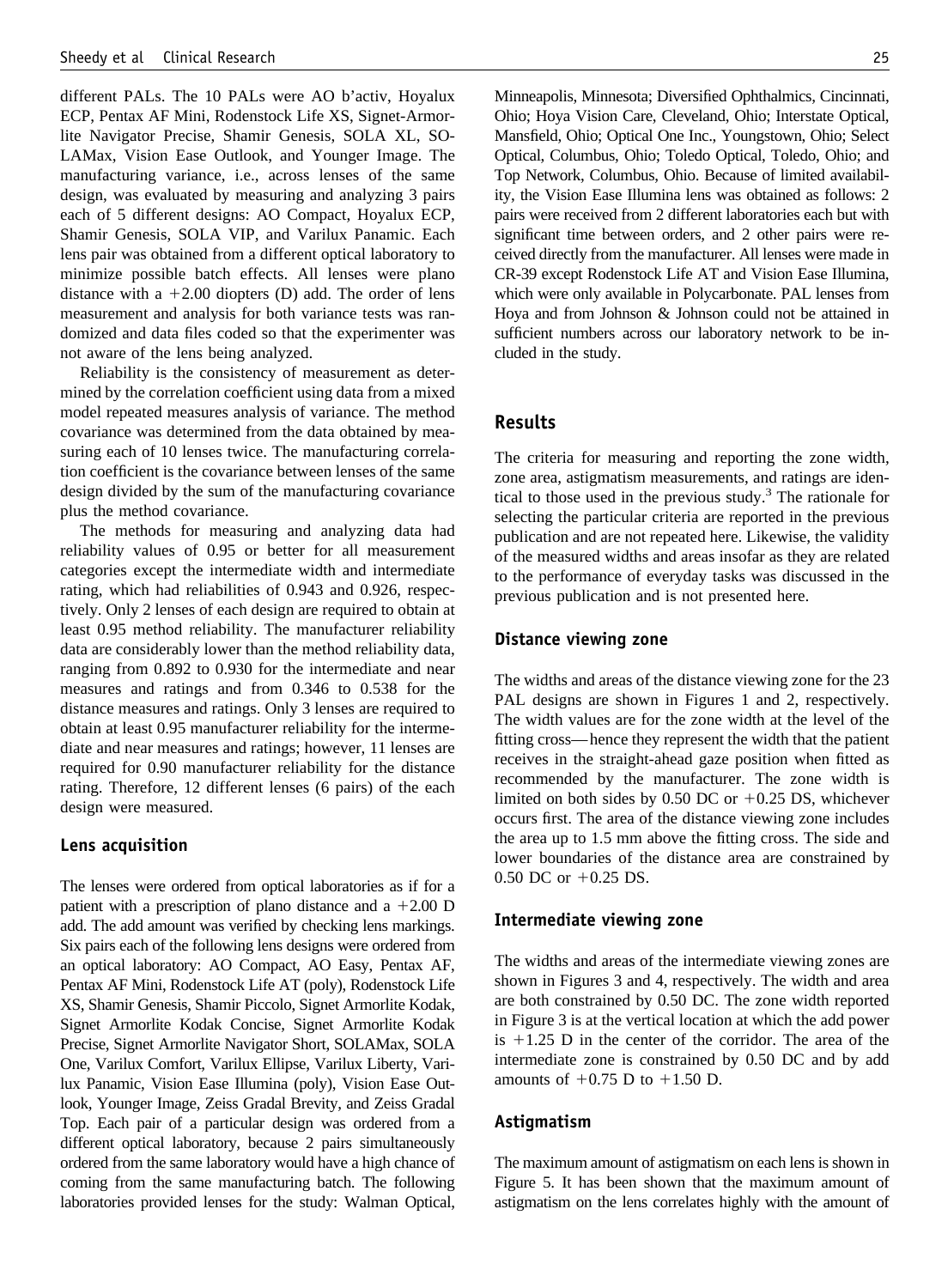different PALs. The 10 PALs were AO b'activ, Hoyalux ECP, Pentax AF Mini, Rodenstock Life XS, Signet-Armorlite Navigator Precise, Shamir Genesis, SOLA XL, SOLAMax, Vision Ease Outlook, and Younger Image. The manufacturing variance, i.e., across lenses of the same design, was evaluated by measuring and analyzing 3 pairs each of 5 different designs: AO Compact, Hoyalux ECP, Shamir Genesis, SOLA VIP, and Varilux Panamic. Each lens pair was obtained from a different optical laboratory to minimize possible batch effects. All lenses were plano distance with a +2.00 diopters (D) add. The order of lens measurement and analysis for both variance tests was randomized and data files coded so that the experimenter was not aware of the lens being analyzed.

Reliability is the consistency of measurement as determined by the correlation coefficient using data from a mixed model repeated measures analysis of variance. The method covariance was determined from the data obtained by measuring each of 10 lenses twice. The manufacturing correlation coefficient is the covariance between lenses of the same design divided by the sum of the manufacturing covariance plus the method covariance.

The methods for measuring and analyzing data had reliability values of 0.95 or better for all measurement categories except the intermediate width and intermediate rating, which had reliabilities of 0.943 and 0.926, respectively. Only 2 lenses of each design are required to obtain at least 0.95 method reliability. The manufacturer reliability data are considerably lower than the method reliability data, ranging from 0.892 to 0.930 for the intermediate and near measures and ratings and from 0.346 to 0.538 for the distance measures and ratings. Only 3 lenses are required to obtain at least 0.95 manufacturer reliability for the intermediate and near measures and ratings; however, 11 lenses are required for 0.90 manufacturer reliability for the distance rating. Therefore, 12 different lenses (6 pairs) of the each design were measured.

### Lens acquisition

The lenses were ordered from optical laboratories as if for a patient with a prescription of plano distance and a +2.00 D add. The add amount was verified by checking lens markings. Six pairs each of the following lens designs were ordered from an optical laboratory: AO Compact, AO Easy, Pentax AF, Pentax AF Mini, Rodenstock Life AT (poly), Rodenstock Life XS, Shamir Genesis, Shamir Piccolo, Signet Armorlite Kodak, Signet Armorlite Kodak Concise, Signet Armorlite Kodak Precise, Signet Armorlite Navigator Short, SOLAMax, SOLA One, Varilux Comfort, Varilux Ellipse, Varilux Liberty, Varilux Panamic, Vision Ease Illumina (poly), Vision Ease Outlook, Younger Image, Zeiss Gradal Brevity, and Zeiss Gradal Top. Each pair of a particular design was ordered from a different optical laboratory, because 2 pairs simultaneously ordered from the same laboratory would have a high chance of coming from the same manufacturing batch. The following laboratories provided lenses for the study: Walman Optical, Minneapolis, Minnesota; Diversified Ophthalmics, Cincinnati, Ohio; Hoya Vision Care, Cleveland, Ohio; Interstate Optical, Mansfield, Ohio; Optical One Inc., Youngstown, Ohio; Select Optical, Columbus, Ohio; Toledo Optical, Toledo, Ohio; and Top Network, Columbus, Ohio. Because of limited availability, the Vision Ease Illumina lens was obtained as follows: 2 pairs were received from 2 different laboratories each but with significant time between orders, and 2 other pairs were received directly from the manufacturer. All lenses were made in CR-39 except Rodenstock Life AT and Vision Ease Illumina, which were only available in Polycarbonate. PAL lenses from Hoya and from Johnson & Johnson could not be attained in sufficient numbers across our laboratory network to be included in the study.

## Results

The criteria for measuring and reporting the zone width, zone area, astigmatism measurements, and ratings are identical to those used in the previous study.[3] The rationale for selecting the particular criteria are reported in the previous publication and are not repeated here. Likewise, the validity of the measured widths and areas insofar as they are related to the performance of everyday tasks was discussed in the previous publication and is not presented here.

### Distance viewing zone

The widths and areas of the distance viewing zone for the 23 PAL designs are shown in Figures 1 and 2, respectively. The width values are for the zone width at the level of the fitting cross—hence they represent the width that the patient receives in the straight-ahead gaze position when fitted as recommended by the manufacturer. The zone width is limited on both sides by 0.50 DC or +0.25 DS, whichever occurs first. The area of the distance viewing zone includes the area up to 1.5 mm above the fitting cross. The side and lower boundaries of the distance area are constrained by 0.50 DC or +0.25 DS.

### Intermediate viewing zone

The widths and areas of the intermediate viewing zones are shown in Figures 3 and 4, respectively. The width and area are both constrained by 0.50 DC. The zone width reported in Figure 3 is at the vertical location at which the add power is +1.25 D in the center of the corridor. The area of the intermediate zone is constrained by 0.50 DC and by add amounts of +0.75 D to +1.50 D.

### Astigmatism

The maximum amount of astigmatism on each lens is shown in Figure 5. It has been shown that the maximum amount of astigmatism on the lens correlates highly with the amount of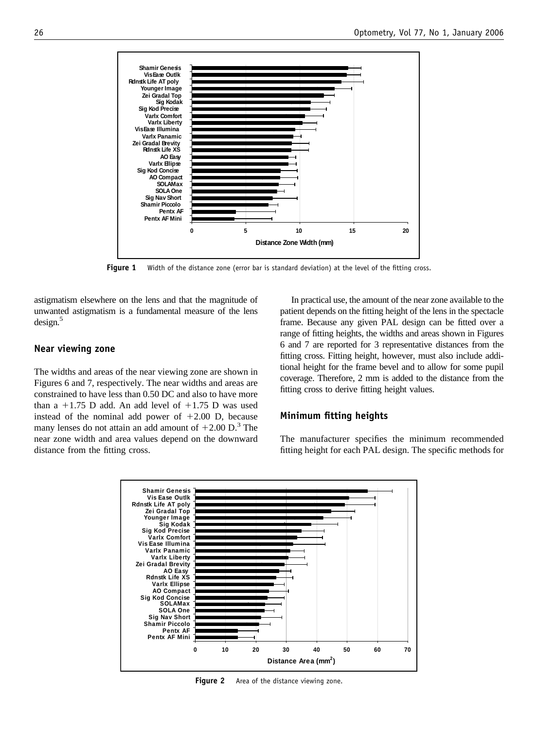Figure 1 Width of the distance zone (error bar is standard deviation) at the level of the fitting cross.

astigmatism elsewhere on the lens and that the magnitude of unwanted astigmatism is a fundamental measure of the lens design.[5]

## Near viewing zone

The widths and areas of the near viewing zone are shown in Figures 6 and 7, respectively. The near widths and areas are constrained to have less than 0.50 DC and also to have more than a +1.75 D add. An add level of +1.75 D was used instead of the nominal add power of +2.00 D, because many lenses do not attain an add amount of +2.00 D.[3] The near zone width and area values depend on the downward distance from the fitting cross.

In practical use, the amount of the near zone available to the patient depends on the fitting height of the lens in the spectacle frame. Because any given PAL design can be fitted over a range of fitting heights, the widths and areas shown in Figures 6 and 7 are reported for 3 representative distances from the fitting cross. Fitting height, however, must also include additional height for the frame bevel and to allow for some pupil coverage. Therefore, 2 mm is added to the distance from the fitting cross to derive fitting height values.

## Minimum fitting heights

The manufacturer specifies the minimum recommended fitting height for each PAL design. The specific methods for

Figure 2 Area of the distance viewing zone.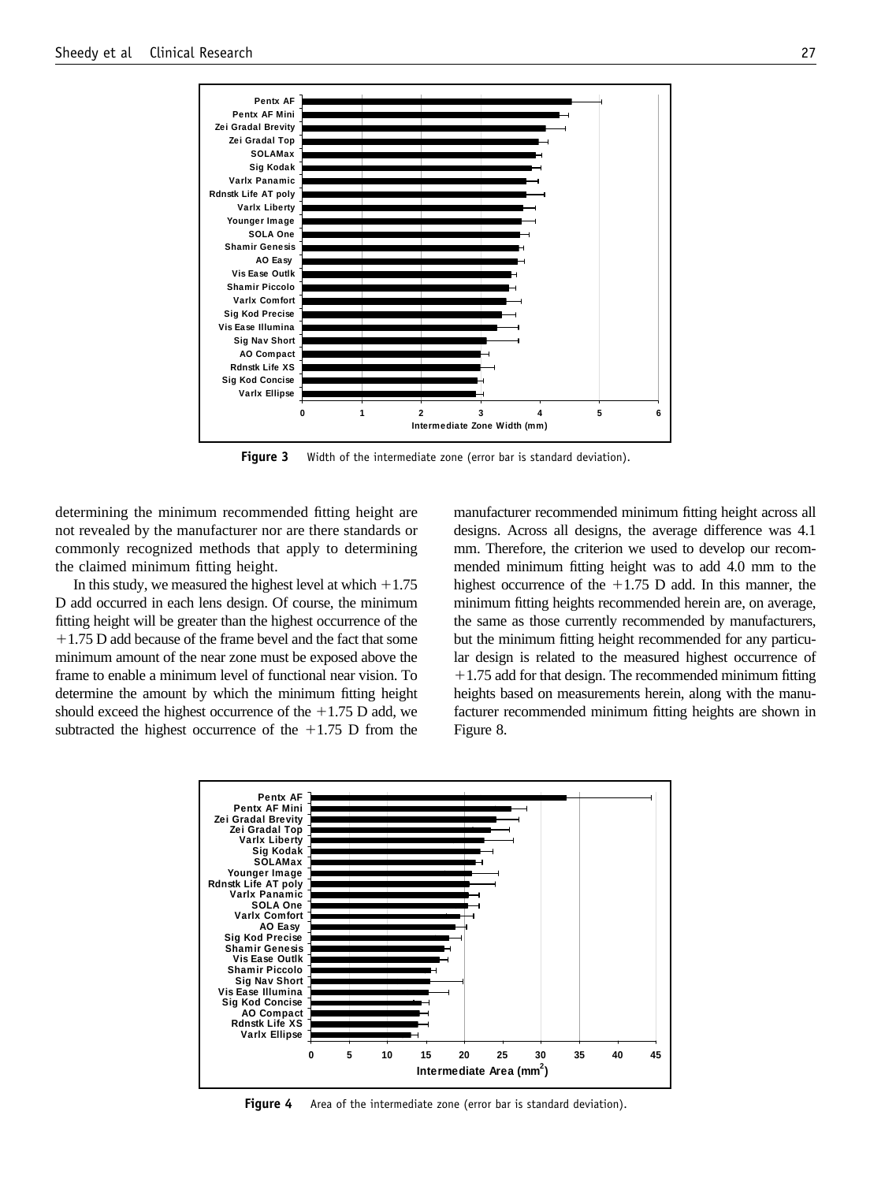**Figure 3** Width of the intermediate zone (error bar is standard deviation).

determining the minimum recommended fitting height are not revealed by the manufacturer nor are there standards or commonly recognized methods that apply to determining the claimed minimum fitting height.

In this study, we measured the highest level at which +1.75 D add occurred in each lens design. Of course, the minimum fitting height will be greater than the highest occurrence of the +1.75 D add because of the frame bevel and the fact that some minimum amount of the near zone must be exposed above the frame to enable a minimum level of functional near vision. To determine the amount by which the minimum fitting height should exceed the highest occurrence of the +1.75 D add, we subtracted the highest occurrence of the +1.75 D from the manufacturer recommended minimum fitting height across all designs. Across all designs, the average difference was 4.1 mm. Therefore, the criterion we used to develop our recommended minimum fitting height was to add 4.0 mm to the highest occurrence of the +1.75 D add. In this manner, the minimum fitting heights recommended herein are, on average, the same as those currently recommended by manufacturers, but the minimum fitting height recommended for any particular design is related to the measured highest occurrence of +1.75 add for that design. The recommended minimum fitting heights based on measurements herein, along with the manufacturer recommended minimum fitting heights are shown in Figure 8.

**Figure 4** Area of the intermediate zone (error bar is standard deviation).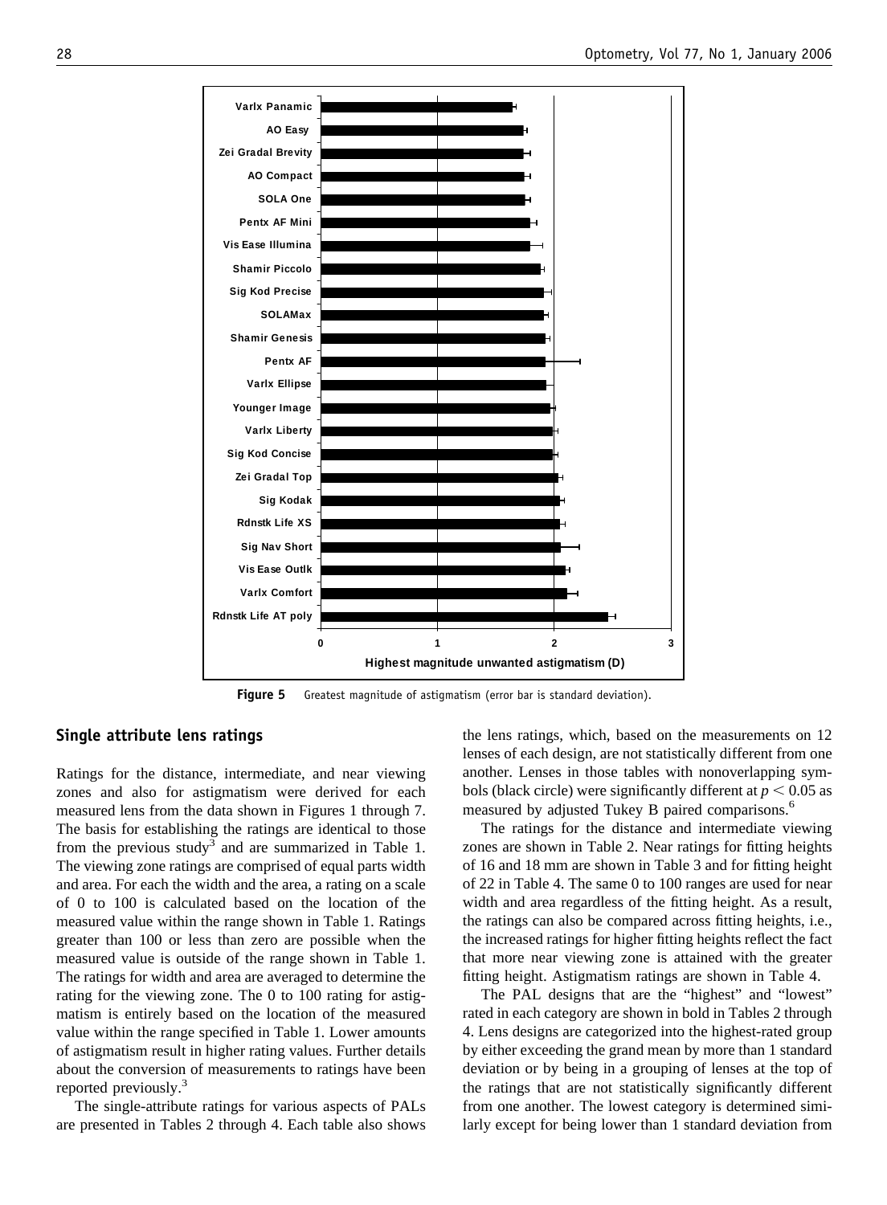Figure 5 Greatest magnitude of astigmatism (error bar is standard deviation).

## Single attribute lens ratings

Ratings for the distance, intermediate, and near viewing zones and also for astigmatism were derived for each measured lens from the data shown in Figures 1 through 7. The basis for establishing the ratings are identical to those from the previous study[3] and are summarized in Table 1. The viewing zone ratings are comprised of equal parts width and area. For each the width and the area, a rating on a scale of 0 to 100 is calculated based on the location of the measured value within the range shown in Table 1. Ratings greater than 100 or less than zero are possible when the measured value is outside of the range shown in Table 1. The ratings for width and area are averaged to determine the rating for the viewing zone. The 0 to 100 rating for astigmatism is entirely based on the location of the measured value within the range specified in Table 1. Lower amounts of astigmatism result in higher rating values. Further details about the conversion of measurements to ratings have been reported previously.[3]

The single-attribute ratings for various aspects of PALs are presented in Tables 2 through 4. Each table also shows the lens ratings, which, based on the measurements on 12 lenses of each design, are not statistically different from one another. Lenses in those tables with nonoverlapping symbols (black circle) were significantly different at $p < 0.05$ as measured by adjusted Tukey B paired comparisons.[6]

The ratings for the distance and intermediate viewing zones are shown in Table 2. Near ratings for fitting heights of 16 and 18 mm are shown in Table 3 and for fitting height of 22 in Table 4. The same 0 to 100 ranges are used for near width and area regardless of the fitting height. As a result, the ratings can also be compared across fitting heights, i.e., the increased ratings for higher fitting heights reflect the fact that more near viewing zone is attained with the greater fitting height. Astigmatism ratings are shown in Table 4.

The PAL designs that are the "highest" and "lowest" rated in each category are shown in bold in Tables 2 through 4. Lens designs are categorized into the highest-rated group by either exceeding the grand mean by more than 1 standard deviation or by being in a grouping of lenses at the top of the ratings that are not statistically significantly different from one another. The lowest category is determined similarly except for being lower than 1 standard deviation from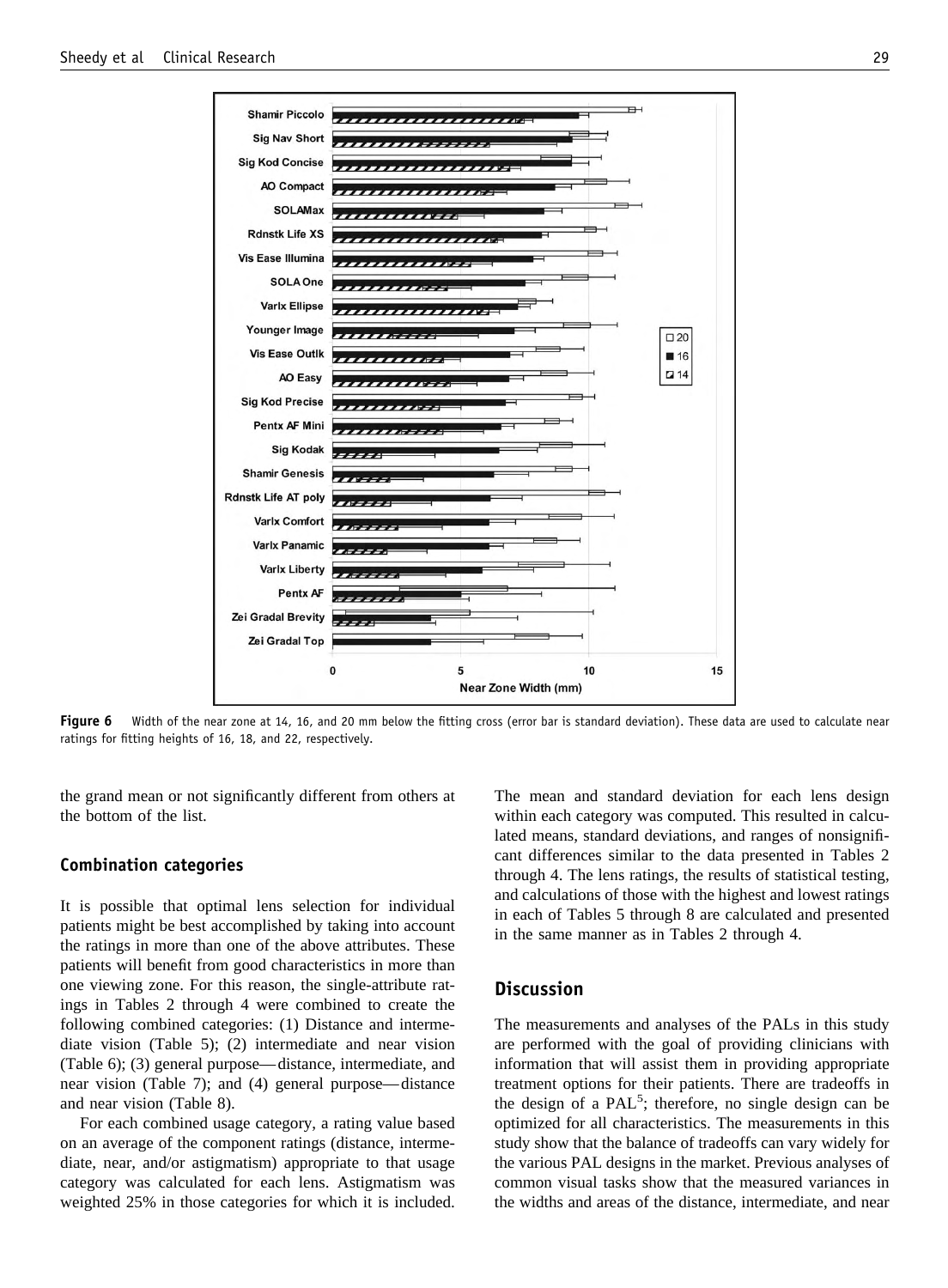Figure 6  Width of the near zone at 14, 16, and 20 mm below the fitting cross (error bar is standard deviation). These data are used to calculate near ratings for fitting heights of 16, 18, and 22, respectively.

the grand mean or not significantly different from others at the bottom of the list.

## Combination categories

It is possible that optimal lens selection for individual patients might be best accomplished by taking into account the ratings in more than one of the above attributes. These patients will benefit from good characteristics in more than one viewing zone. For this reason, the single-attribute ratings in Tables 2 through 4 were combined to create the following combined categories: (1) Distance and intermediate vision (Table 5); (2) intermediate and near vision (Table 6); (3) general purpose—distance, intermediate, and near vision (Table 7); and (4) general purpose—distance and near vision (Table 8).

For each combined usage category, a rating value based on an average of the component ratings (distance, intermediate, near, and/or astigmatism) appropriate to that usage category was calculated for each lens. Astigmatism was weighted 25% in those categories for which it is included. The mean and standard deviation for each lens design within each category was computed. This resulted in calculated means, standard deviations, and ranges of nonsignificant differences similar to the data presented in Tables 2 through 4. The lens ratings, the results of statistical testing, and calculations of those with the highest and lowest ratings in each of Tables 5 through 8 are calculated and presented in the same manner as in Tables 2 through 4.

## Discussion

The measurements and analyses of the PALs in this study are performed with the goal of providing clinicians with information that will assist them in providing appropriate treatment options for their patients. There are tradeoffs in the design of a PAL[5]; therefore, no single design can be optimized for all characteristics. The measurements in this study show that the balance of tradeoffs can vary widely for the various PAL designs in the market. Previous analyses of common visual tasks show that the measured variances in the widths and areas of the distance, intermediate, and near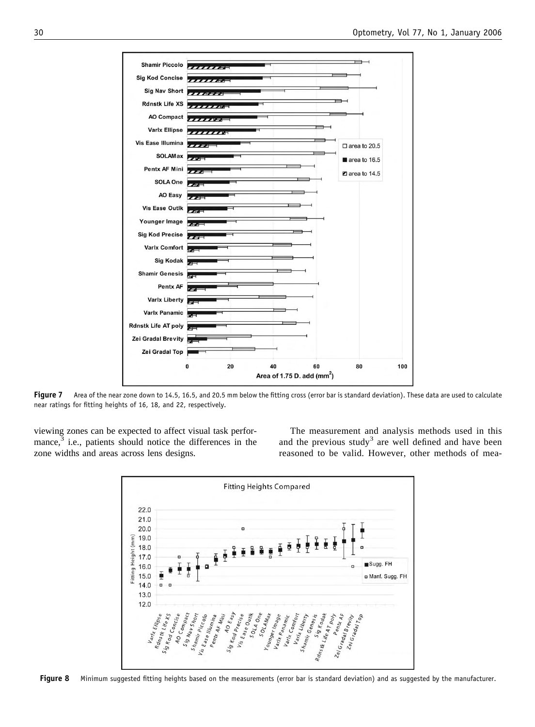**Figure 7** Area of the near zone down to 14.5, 16.5, and 20.5 mm below the fitting cross (error bar is standard deviation). These data are used to calculate near ratings for fitting heights of 16, 18, and 22, respectively.

viewing zones can be expected to affect visual task performance,[3] i.e., patients should notice the differences in the zone widths and areas across lens designs.

The measurement and analysis methods used in this and the previous study[3] are well defined and have been reasoned to be valid. However, other methods of mea-

**Figure 8** Minimum suggested fitting heights based on the measurements (error bar is standard deviation) and as suggested by the manufacturer.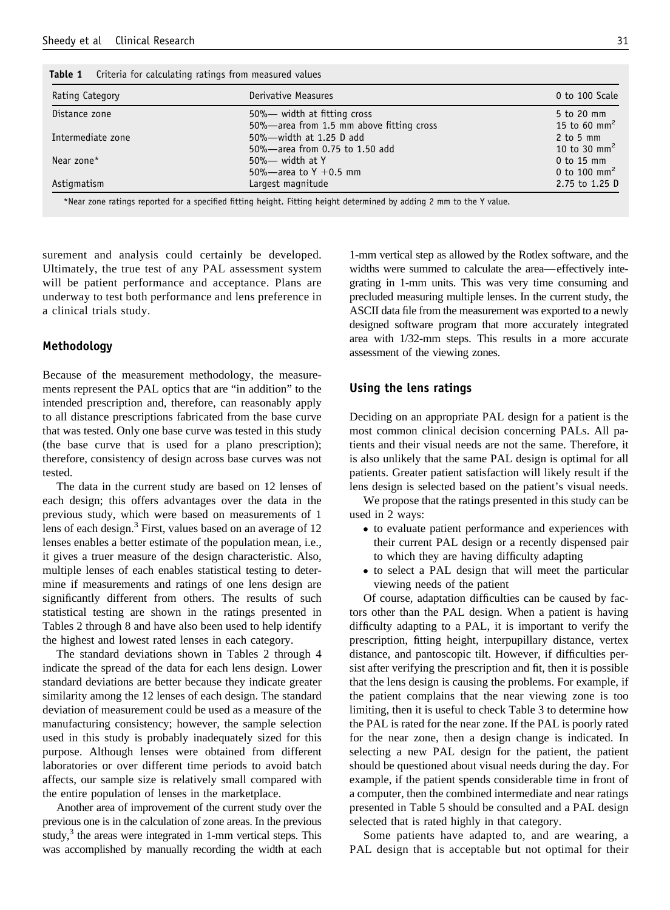**Table 1** Criteria for calculating ratings from measured values

| Rating Category | Derivative Measures | 0 to 100 Scale |
|---|---|---|
| Distance zone | 50%— width at fitting cross | 5 to 20 mm |
| | 50%—area from 1.5 mm above fitting cross | 15 to 60 mm$^2$ |
| Intermediate zone | 50%—width at 1.25 D add | 2 to 5 mm |
| | 50%—area from 0.75 to 1.50 add | 10 to 30 mm$^2$ |
| Near zone* | 50%— width at Y | 0 to 15 mm |
| | 50%—area to Y +0.5 mm | 0 to 100 mm$^2$ |
| Astigmatism | Largest magnitude | 2.75 to 1.25 D |

*Near zone ratings reported for a specified fitting height. Fitting height determined by adding 2 mm to the Y value.

surement and analysis could certainly be developed. Ultimately, the true test of any PAL assessment system will be patient performance and acceptance. Plans are underway to test both performance and lens preference in a clinical trials study.

## Methodology

Because of the measurement methodology, the measurements represent the PAL optics that are "in addition" to the intended prescription and, therefore, can reasonably apply to all distance prescriptions fabricated from the base curve that was tested. Only one base curve was tested in this study (the base curve that is used for a plano prescription); therefore, consistency of design across base curves was not tested.

The data in the current study are based on 12 lenses of each design; this offers advantages over the data in the previous study, which were based on measurements of 1 lens of each design.[3] First, values based on an average of 12 lenses enables a better estimate of the population mean, i.e., it gives a truer measure of the design characteristic. Also, multiple lenses of each enables statistical testing to determine if measurements and ratings of one lens design are significantly different from others. The results of such statistical testing are shown in the ratings presented in Tables 2 through 8 and have also been used to help identify the highest and lowest rated lenses in each category.

The standard deviations shown in Tables 2 through 4 indicate the spread of the data for each lens design. Lower standard deviations are better because they indicate greater similarity among the 12 lenses of each design. The standard deviation of measurement could be used as a measure of the manufacturing consistency; however, the sample selection used in this study is probably inadequately sized for this purpose. Although lenses were obtained from different laboratories or over different time periods to avoid batch affects, our sample size is relatively small compared with the entire population of lenses in the marketplace.

Another area of improvement of the current study over the previous one is in the calculation of zone areas. In the previous study,[3] the areas were integrated in 1-mm vertical steps. This was accomplished by manually recording the width at each 1-mm vertical step as allowed by the Rotlex software, and the widths were summed to calculate the area—effectively integrating in 1-mm units. This was very time consuming and precluded measuring multiple lenses. In the current study, the ASCII data file from the measurement was exported to a newly designed software program that more accurately integrated area with 1/32-mm steps. This results in a more accurate assessment of the viewing zones.

## Using the lens ratings

Deciding on an appropriate PAL design for a patient is the most common clinical decision concerning PALs. All patients and their visual needs are not the same. Therefore, it is also unlikely that the same PAL design is optimal for all patients. Greater patient satisfaction will likely result if the lens design is selected based on the patient's visual needs.

We propose that the ratings presented in this study can be used in 2 ways:

- to evaluate patient performance and experiences with their current PAL design or a recently dispensed pair to which they are having difficulty adapting
- to select a PAL design that will meet the particular viewing needs of the patient

Of course, adaptation difficulties can be caused by factors other than the PAL design. When a patient is having difficulty adapting to a PAL, it is important to verify the prescription, fitting height, interpupillary distance, vertex distance, and pantoscopic tilt. However, if difficulties persist after verifying the prescription and fit, then it is possible that the lens design is causing the problems. For example, if the patient complains that the near viewing zone is too limiting, then it is useful to check Table 3 to determine how the PAL is rated for the near zone. If the PAL is poorly rated for the near zone, then a design change is indicated. In selecting a new PAL design for the patient, the patient should be questioned about visual needs during the day. For example, if the patient spends considerable time in front of a computer, then the combined intermediate and near ratings presented in Table 5 should be consulted and a PAL design selected that is rated highly in that category.

Some patients have adapted to, and are wearing, a PAL design that is acceptable but not optimal for their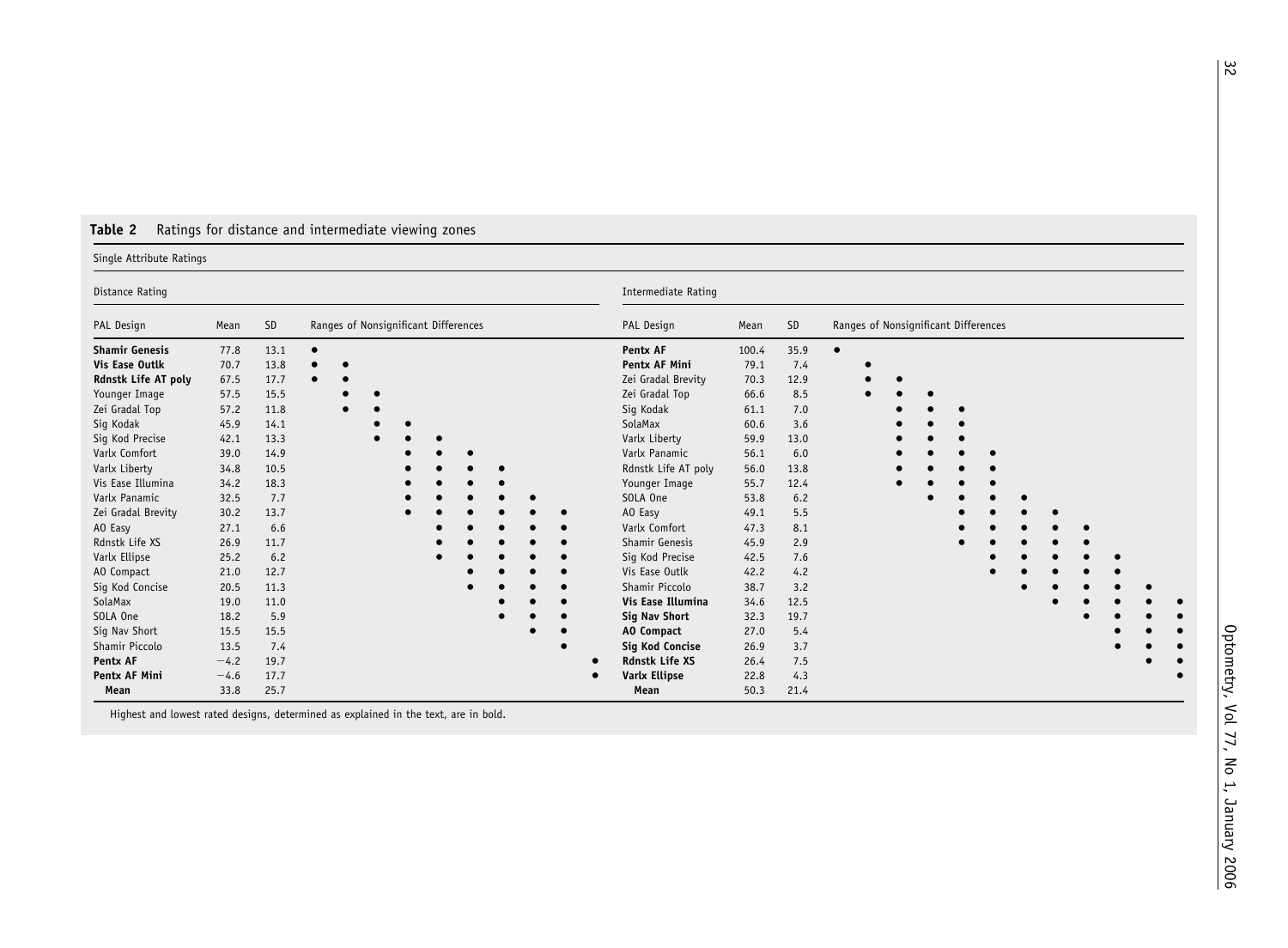**Table 2** Ratings for distance and intermediate viewing zones

Single Attribute Ratings

Distance Rating

| PAL Design | Mean | SD | Ranges of Nonsignificant Differences | | | | | | | | | |
|---|---|---|---|---|---|---|---|---|---|---|---|---|
| **Shamir Genesis** | 77.8 | 13.1 | ● | | | | | | | | | |
| **Vis Ease Outlk** | 70.7 | 13.8 | ● | ● | | | | | | | | |
| **Rdnstk Life AT poly** | 67.5 | 17.7 | ● | ● | | | | | | | | |
| Younger Image | 57.5 | 15.5 | | ● | ● | | | | | | | |
| Zei Gradal Top | 57.2 | 11.8 | | ● | ● | | | | | | | |
| Sig Kodak | 45.9 | 14.1 | | | ● | ● | | | | | | |
| Sig Kod Precise | 42.1 | 13.3 | | | ● | ● | ● | | | | | |
| Varlx Comfort | 39.0 | 14.9 | | | | ● | ● | ● | | | | |
| Varlx Liberty | 34.8 | 10.5 | | | | ● | ● | ● | ● | | | |
| Vis Ease Illumina | 34.2 | 18.3 | | | | ● | ● | ● | ● | | | |
| Varlx Panamic | 32.5 | 7.7 | | | | ● | ● | ● | ● | ● | | |
| Zei Gradal Brevity | 30.2 | 13.7 | | | | ● | ● | ● | ● | ● | ● | |
| AO Easy | 27.1 | 6.6 | | | | | ● | ● | ● | ● | ● | |
| Rdnstk Life XS | 26.9 | 11.7 | | | | | ● | ● | ● | ● | ● | |
| Varlx Ellipse | 25.2 | 6.2 | | | | | ● | ● | ● | ● | ● | |
| AO Compact | 21.0 | 12.7 | | | | | | ● | ● | ● | ● | |
| Sig Kod Concise | 20.5 | 11.3 | | | | | | ● | ● | ● | ● | |
| SolaMax | 19.0 | 11.0 | | | | | | | ● | ● | ● | |
| SOLA One | 18.2 | 5.9 | | | | | | | ● | ● | ● | |
| Sig Nav Short | 15.5 | 15.5 | | | | | | | | ● | ● | |
| Shamir Piccolo | 13.5 | 7.4 | | | | | | | | | ● | |
| **Pentx AF** | −4.2 | 19.7 | | | | | | | | | | ● |
| **Pentx AF Mini** | −4.6 | 17.7 | | | | | | | | | | ● |
| **Mean** | 33.8 | 25.7 | | | | | | | | | | |

Intermediate Rating

| PAL Design | Mean | SD | Ranges of Nonsignificant Differences | | | | | | | | | | | |
|---|---|---|---|---|---|---|---|---|---|---|---|---|---|---|
| **Pentx AF** | 100.4 | 35.9 | ● | | | | | | | | | | | |
| **Pentx AF Mini** | 79.1 | 7.4 | | ● | | | | | | | | | | |
| Zei Gradal Brevity | 70.3 | 12.9 | | ● | ● | | | | | | | | | |
| Zei Gradal Top | 66.6 | 8.5 | | ● | ● | ● | | | | | | | | |
| Sig Kodak | 61.1 | 7.0 | | | ● | ● | ● | | | | | | | |
| SolaMax | 60.6 | 3.6 | | | ● | ● | ● | | | | | | | |
| Varlx Liberty | 59.9 | 13.0 | | | ● | ● | ● | | | | | | | |
| Varlx Panamic | 56.1 | 6.0 | | | ● | ● | ● | ● | | | | | | |
| Rdnstk Life AT poly | 56.0 | 13.8 | | | ● | ● | ● | ● | | | | | | |
| Younger Image | 55.7 | 12.4 | | | ● | ● | ● | ● | | | | | | |
| SOLA One | 53.8 | 6.2 | | | | ● | ● | ● | ● | | | | | |
| AO Easy | 49.1 | 5.5 | | | | | ● | ● | ● | ● | | | | |
| Varlx Comfort | 47.3 | 8.1 | | | | | ● | ● | ● | ● | ● | | | |
| Shamir Genesis | 45.9 | 2.9 | | | | | ● | ● | ● | ● | ● | | | |
| Sig Kod Precise | 42.5 | 7.6 | | | | | | ● | ● | ● | ● | ● | | |
| Vis Ease Outlk | 42.2 | 4.2 | | | | | | ● | ● | ● | ● | ● | | |
| Shamir Piccolo | 38.7 | 3.2 | | | | | | | ● | ● | ● | ● | ● | |
| **Vis Ease Illumina** | 34.6 | 12.5 | | | | | | | | ● | ● | ● | ● | ● |
| **Sig Nav Short** | 32.3 | 19.7 | | | | | | | | | ● | ● | ● | ● |
| **AO Compact** | 27.0 | 5.4 | | | | | | | | | | ● | ● | ● |
| **Sig Kod Concise** | 26.9 | 3.7 | | | | | | | | | | ● | ● | ● |
| **Rdnstk Life XS** | 26.4 | 7.5 | | | | | | | | | | | ● | ● |
| **Varlx Ellipse** | 22.8 | 4.3 | | | | | | | | | | | | ● |
| **Mean** | 50.3 | 21.4 | | | | | | | | | | | | |

Highest and lowest rated designs, determined as explained in the text, are in bold.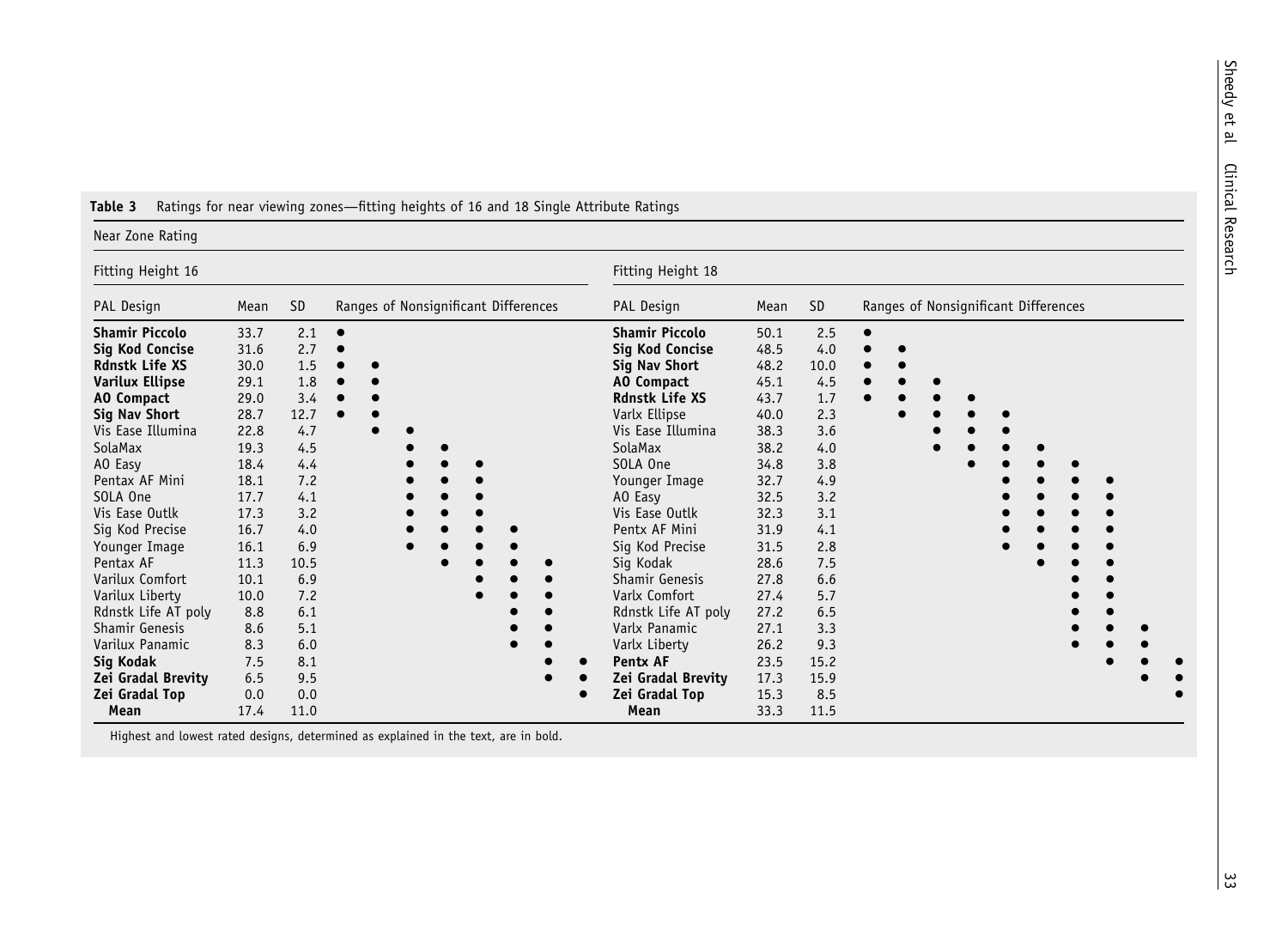**Table 3** Ratings for near viewing zones—fitting heights of 16 and 18 Single Attribute Ratings

Near Zone Rating

**Fitting Height 16**

| PAL Design | Mean | SD | Ranges of Nonsignificant Differences | | | | | | | |
|---|---|---|---|---|---|---|---|---|---|---|
| **Shamir Piccolo** | 33.7 | 2.1 | ● | | | | | | | |
| **Sig Kod Concise** | 31.6 | 2.7 | ● | | | | | | | |
| **Rdnstk Life XS** | 30.0 | 1.5 | ● | ● | | | | | | |
| **Varilux Ellipse** | 29.1 | 1.8 | ● | ● | | | | | | |
| **AO Compact** | 29.0 | 3.4 | ● | ● | | | | | | |
| **Sig Nav Short** | 28.7 | 12.7 | ● | ● | | | | | | |
| Vis Ease Illumina | 22.8 | 4.7 | | ● | ● | | | | | |
| SolaMax | 19.3 | 4.5 | | | ● | ● | | | | |
| AO Easy | 18.4 | 4.4 | | | ● | ● | ● | | | |
| Pentax AF Mini | 18.1 | 7.2 | | | ● | ● | ● | | | |
| SOLA One | 17.7 | 4.1 | | | ● | ● | ● | | | |
| Vis Ease Outlk | 17.3 | 3.2 | | | ● | ● | ● | | | |
| Sig Kod Precise | 16.7 | 4.0 | | | ● | ● | ● | ● | | |
| Younger Image | 16.1 | 6.9 | | | ● | ● | ● | ● | | |
| Pentax AF | 11.3 | 10.5 | | | | ● | ● | ● | ● | |
| Varilux Comfort | 10.1 | 6.9 | | | | | ● | ● | ● | |
| Varilux Liberty | 10.0 | 7.2 | | | | | ● | ● | ● | |
| Rdnstk Life AT poly | 8.8 | 6.1 | | | | | | ● | ● | |
| Shamir Genesis | 8.6 | 5.1 | | | | | | ● | ● | |
| Varilux Panamic | 8.3 | 6.0 | | | | | | ● | ● | |
| **Sig Kodak** | 7.5 | 8.1 | | | | | | | ● | ● |
| **Zei Gradal Brevity** | 6.5 | 9.5 | | | | | | | ● | ● |
| **Zei Gradal Top** | 0.0 | 0.0 | | | | | | | | ● |
| **Mean** | 17.4 | 11.0 | | | | | | | | |

**Fitting Height 18**

| PAL Design | Mean | SD | Ranges of Nonsignificant Differences | | | | | | | | | |
|---|---|---|---|---|---|---|---|---|---|---|---|---|
| **Shamir Piccolo** | 50.1 | 2.5 | ● | | | | | | | | | |
| **Sig Kod Concise** | 48.5 | 4.0 | ● | ● | | | | | | | | |
| **Sig Nav Short** | 48.2 | 10.0 | ● | ● | | | | | | | | |
| **AO Compact** | 45.1 | 4.5 | ● | ● | ● | | | | | | | |
| **Rdnstk Life XS** | 43.7 | 1.7 | ● | ● | ● | ● | | | | | | |
| Varlx Ellipse | 40.0 | 2.3 | | ● | ● | ● | ● | | | | | |
| Vis Ease Illumina | 38.3 | 3.6 | | | ● | ● | ● | | | | | |
| SolaMax | 38.2 | 4.0 | | | ● | ● | ● | ● | | | | |
| SOLA One | 34.8 | 3.8 | | | | ● | ● | ● | ● | | | |
| Younger Image | 32.7 | 4.9 | | | | | ● | ● | ● | ● | | |
| AO Easy | 32.5 | 3.2 | | | | | ● | ● | ● | ● | | |
| Vis Ease Outlk | 32.3 | 3.1 | | | | | ● | ● | ● | ● | | |
| Pentx AF Mini | 31.9 | 4.1 | | | | | ● | ● | ● | ● | | |
| Sig Kod Precise | 31.5 | 2.8 | | | | | ● | ● | ● | ● | | |
| Sig Kodak | 28.6 | 7.5 | | | | | | ● | ● | ● | | |
| Shamir Genesis | 27.8 | 6.6 | | | | | | | ● | ● | | |
| Varlx Comfort | 27.4 | 5.7 | | | | | | | ● | ● | | |
| Rdnstk Life AT poly | 27.2 | 6.5 | | | | | | | ● | ● | | |
| Varlx Panamic | 27.1 | 3.3 | | | | | | | ● | ● | ● | |
| Varlx Liberty | 26.2 | 9.3 | | | | | | | ● | ● | ● | |
| **Pentx AF** | 23.5 | 15.2 | | | | | | | | ● | ● | ● |
| **Zei Gradal Brevity** | 17.3 | 15.9 | | | | | | | | | ● | ● |
| **Zei Gradal Top** | 15.3 | 8.5 | | | | | | | | | | ● |
| **Mean** | 33.3 | 11.5 | | | | | | | | | | |

Highest and lowest rated designs, determined as explained in the text, are in bold.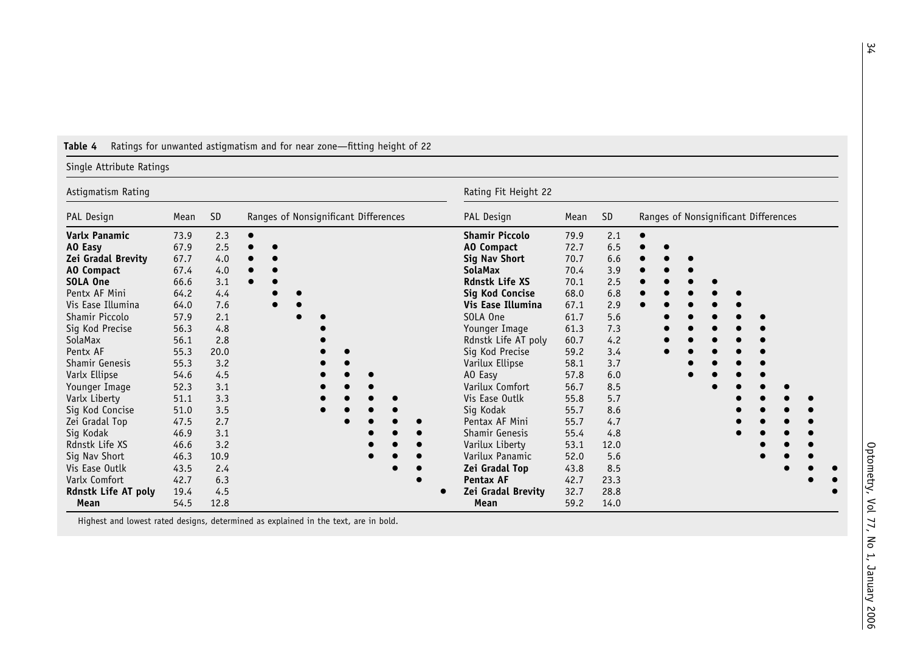**Table 4** Ratings for unwanted astigmatism and for near zone—fitting height of 22

Single Attribute Ratings

Astigmatism Rating

| PAL Design | Mean | SD | Ranges of Nonsignificant Differences | | | | | | | | |
|---|---|---|---|---|---|---|---|---|---|---|---|
| **Varlx Panamic** | 73.9 | 2.3 | ● | | | | | | | | |
| **AO Easy** | 67.9 | 2.5 | ● | ● | | | | | | | |
| **Zei Gradal Brevity** | 67.7 | 4.0 | ● | ● | | | | | | | |
| **AO Compact** | 67.4 | 4.0 | ● | ● | | | | | | | |
| **SOLA One** | 66.6 | 3.1 | ● | ● | | | | | | | |
| Pentx AF Mini | 64.2 | 4.4 | | ● | ● | | | | | | |
| Vis Ease Illumina | 64.0 | 7.6 | | ● | ● | | | | | | |
| Shamir Piccolo | 57.9 | 2.1 | | | ● | ● | | | | | |
| Sig Kod Precise | 56.3 | 4.8 | | | | ● | | | | | |
| SolaMax | 56.1 | 2.8 | | | | ● | | | | | |
| Pentx AF | 55.3 | 20.0 | | | | ● | ● | | | | |
| Shamir Genesis | 55.3 | 3.2 | | | | ● | ● | | | | |
| Varlx Ellipse | 54.6 | 4.5 | | | | ● | ● | ● | | | |
| Younger Image | 52.3 | 3.1 | | | | ● | ● | ● | | | |
| Varlx Liberty | 51.1 | 3.3 | | | | ● | ● | ● | ● | | |
| Sig Kod Concise | 51.0 | 3.5 | | | | ● | ● | ● | ● | | |
| Zei Gradal Top | 47.5 | 2.7 | | | | | ● | ● | ● | ● | |
| Sig Kodak | 46.9 | 3.1 | | | | | | ● | ● | ● | |
| Rdnstk Life XS | 46.6 | 3.2 | | | | | | ● | ● | ● | |
| Sig Nav Short | 46.3 | 10.9 | | | | | | ● | ● | ● | |
| Vis Ease Outlk | 43.5 | 2.4 | | | | | | | ● | ● | |
| Varlx Comfort | 42.7 | 6.3 | | | | | | | | ● | |
| **Rdnstk Life AT poly** | 19.4 | 4.5 | | | | | | | | | ● |
| **Mean** | 54.5 | 12.8 | | | | | | | | | |

Rating Fit Height 22

| PAL Design | Mean | SD | Ranges of Nonsignificant Differences | | | | | | | | |
|---|---|---|---|---|---|---|---|---|---|---|---|
| **Shamir Piccolo** | 79.9 | 2.1 | ● | | | | | | | | |
| **AO Compact** | 72.7 | 6.5 | ● | ● | | | | | | | |
| **Sig Nav Short** | 70.7 | 6.6 | ● | ● | ● | | | | | | |
| **SolaMax** | 70.4 | 3.9 | ● | ● | ● | | | | | | |
| **Rdnstk Life XS** | 70.1 | 2.5 | ● | ● | ● | ● | | | | | |
| **Sig Kod Concise** | 68.0 | 6.8 | ● | ● | ● | ● | ● | | | | |
| **Vis Ease Illumina** | 67.1 | 2.9 | ● | ● | ● | ● | ● | | | | |
| SOLA One | 61.7 | 5.6 | | ● | ● | ● | ● | ● | | | |
| Younger Image | 61.3 | 7.3 | | ● | ● | ● | ● | ● | | | |
| Rdnstk Life AT poly | 60.7 | 4.2 | | ● | ● | ● | ● | ● | | | |
| Sig Kod Precise | 59.2 | 3.4 | | ● | ● | ● | ● | ● | | | |
| Varilux Ellipse | 58.1 | 3.7 | | | ● | ● | ● | ● | | | |
| AO Easy | 57.8 | 6.0 | | | ● | ● | ● | ● | | | |
| Varilux Comfort | 56.7 | 8.5 | | | | ● | ● | ● | ● | | |
| Vis Ease Outlk | 55.8 | 5.7 | | | | | ● | ● | ● | ● | |
| Sig Kodak | 55.7 | 8.6 | | | | | ● | ● | ● | ● | |
| Pentax AF Mini | 55.7 | 4.7 | | | | | ● | ● | ● | ● | |
| Shamir Genesis | 55.4 | 4.8 | | | | | ● | ● | ● | ● | |
| Varilux Liberty | 53.1 | 12.0 | | | | | | ● | ● | ● | |
| Varilux Panamic | 52.0 | 5.6 | | | | | | ● | ● | ● | |
| **Zei Gradal Top** | 43.8 | 8.5 | | | | | | | ● | ● | ● |
| **Pentax AF** | 42.7 | 23.3 | | | | | | | | ● | ● |
| **Zei Gradal Brevity** | 32.7 | 28.8 | | | | | | | | | ● |
| **Mean** | 59.2 | 14.0 | | | | | | | | | |

Highest and lowest rated designs, determined as explained in the text, are in bold.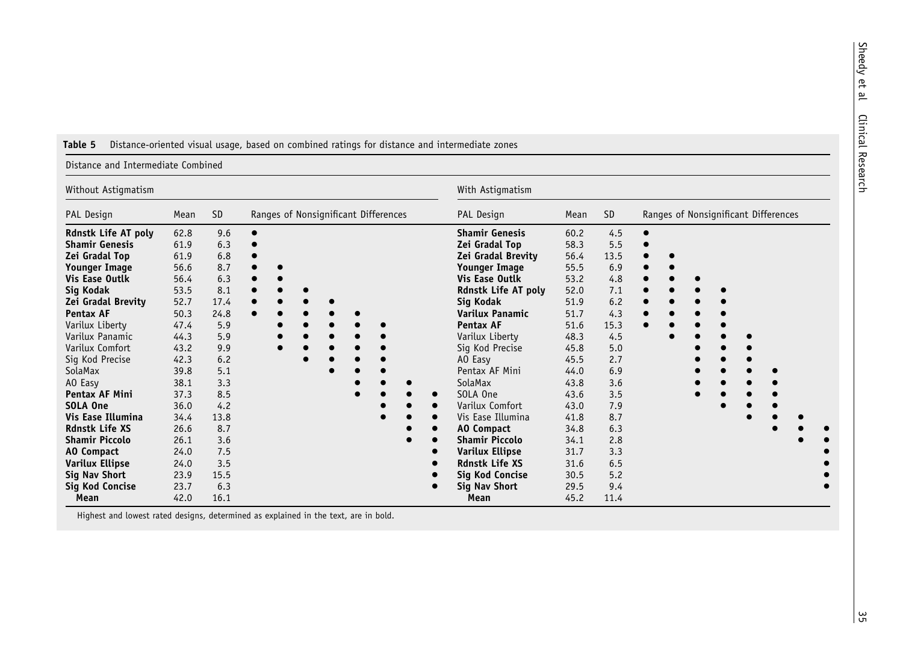**Table 5** Distance-oriented visual usage, based on combined ratings for distance and intermediate zones

Distance and Intermediate Combined

Without Astigmatism

| PAL Design | Mean | SD | Ranges of Nonsignificant Differences | | | | | | | |
|---|---|---|---|---|---|---|---|---|---|---|
| **Rdnstk Life AT poly** | 62.8 | 9.6 | ● | | | | | | | |
| **Shamir Genesis** | 61.9 | 6.3 | ● | | | | | | | |
| **Zei Gradal Top** | 61.9 | 6.8 | ● | | | | | | | |
| **Younger Image** | 56.6 | 8.7 | ● | ● | | | | | | |
| **Vis Ease Outlk** | 56.4 | 6.3 | ● | ● | | | | | | |
| **Sig Kodak** | 53.5 | 8.1 | ● | ● | ● | | | | | |
| **Zei Gradal Brevity** | 52.7 | 17.4 | ● | ● | ● | ● | | | | |
| **Pentax AF** | 50.3 | 24.8 | ● | ● | ● | ● | ● | | | |
| Varilux Liberty | 47.4 | 5.9 | | ● | ● | ● | ● | ● | | |
| Varilux Panamic | 44.3 | 5.9 | | ● | ● | ● | ● | ● | | |
| Varilux Comfort | 43.2 | 9.9 | | ● | ● | ● | ● | ● | | |
| Sig Kod Precise | 42.3 | 6.2 | | | ● | ● | ● | ● | | |
| SolaMax | 39.8 | 5.1 | | | | ● | ● | ● | | |
| AO Easy | 38.1 | 3.3 | | | | | ● | ● | ● | |
| **Pentax AF Mini** | 37.3 | 8.5 | | | | | ● | ● | ● | ● |
| **SOLA One** | 36.0 | 4.2 | | | | | | ● | ● | ● |
| **Vis Ease Illumina** | 34.4 | 13.8 | | | | | | ● | ● | ● |
| **Rdnstk Life XS** | 26.6 | 8.7 | | | | | | | ● | ● |
| **Shamir Piccolo** | 26.1 | 3.6 | | | | | | | ● | ● |
| **AO Compact** | 24.0 | 7.5 | | | | | | | | ● |
| **Varilux Ellipse** | 24.0 | 3.5 | | | | | | | | ● |
| **Sig Nav Short** | 23.9 | 15.5 | | | | | | | | ● |
| **Sig Kod Concise** | 23.7 | 6.3 | | | | | | | | ● |
| **Mean** | 42.0 | 16.1 | | | | | | | | |

With Astigmatism

| PAL Design | Mean | SD | Ranges of Nonsignificant Differences | | | | | | | |
|---|---|---|---|---|---|---|---|---|---|---|
| **Shamir Genesis** | 60.2 | 4.5 | ● | | | | | | | |
| **Zei Gradal Top** | 58.3 | 5.5 | ● | | | | | | | |
| **Zei Gradal Brevity** | 56.4 | 13.5 | ● | ● | | | | | | |
| **Younger Image** | 55.5 | 6.9 | ● | ● | | | | | | |
| **Vis Ease Outlk** | 53.2 | 4.8 | ● | ● | ● | | | | | |
| **Rdnstk Life AT poly** | 52.0 | 7.1 | ● | ● | ● | ● | | | | |
| **Sig Kodak** | 51.9 | 6.2 | ● | ● | ● | ● | | | | |
| **Varilux Panamic** | 51.7 | 4.3 | ● | ● | ● | ● | | | | |
| **Pentax AF** | 51.6 | 15.3 | ● | ● | ● | ● | | | | |
| Varilux Liberty | 48.3 | 4.5 | | ● | ● | ● | ● | | | |
| Sig Kod Precise | 45.8 | 5.0 | | | ● | ● | ● | | | |
| AO Easy | 45.5 | 2.7 | | | ● | ● | ● | | | |
| Pentax AF Mini | 44.0 | 6.9 | | | ● | ● | ● | ● | | |
| SolaMax | 43.8 | 3.6 | | | ● | ● | ● | ● | | |
| SOLA One | 43.6 | 3.5 | | | ● | ● | ● | ● | | |
| Varilux Comfort | 43.0 | 7.9 | | | | ● | ● | ● | | |
| Vis Ease Illumina | 41.8 | 8.7 | | | | | ● | ● | ● | |
| **AO Compact** | 34.8 | 6.3 | | | | | | ● | ● | ● |
| **Shamir Piccolo** | 34.1 | 2.8 | | | | | | | ● | ● |
| **Varilux Ellipse** | 31.7 | 3.3 | | | | | | | | ● |
| **Rdnstk Life XS** | 31.6 | 6.5 | | | | | | | | ● |
| **Sig Kod Concise** | 30.5 | 5.2 | | | | | | | | ● |
| **Sig Nav Short** | 29.5 | 9.4 | | | | | | | | ● |
| **Mean** | 45.2 | 11.4 | | | | | | | | |

Highest and lowest rated designs, determined as explained in the text, are in bold.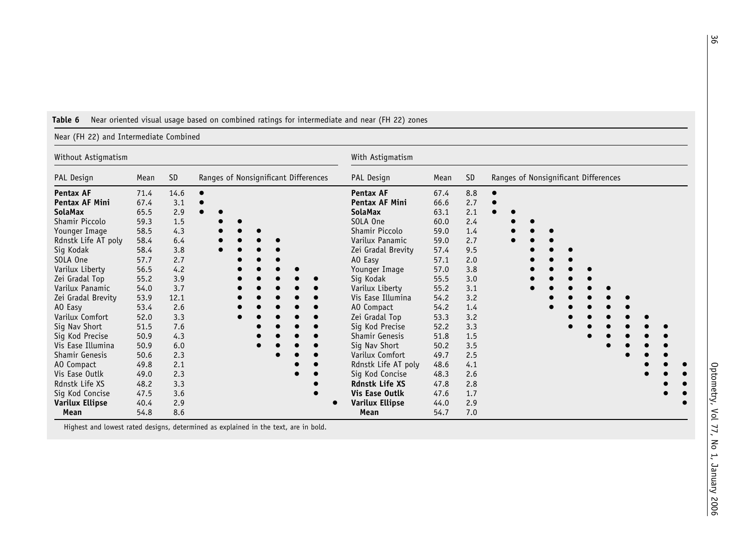**Table 6** Near oriented visual usage based on combined ratings for intermediate and near (FH 22) zones

Near (FH 22) and Intermediate Combined

Without Astigmatism

| PAL Design | Mean | SD | Ranges of Nonsignificant Differences | | | | | | | |
|---|---|---|---|---|---|---|---|---|---|---|
| **Pentax AF** | 71.4 | 14.6 | ● | | | | | | | |
| **Pentax AF Mini** | 67.4 | 3.1 | ● | | | | | | | |
| **SolaMax** | 65.5 | 2.9 | ● | ● | | | | | | |
| Shamir Piccolo | 59.3 | 1.5 | | ● | ● | | | | | |
| Younger Image | 58.5 | 4.3 | | ● | ● | ● | | | | |
| Rdnstk Life AT poly | 58.4 | 6.4 | | ● | ● | ● | ● | | | |
| Sig Kodak | 58.4 | 3.8 | | ● | ● | ● | ● | | | |
| SOLA One | 57.7 | 2.7 | | | ● | ● | ● | | | |
| Varilux Liberty | 56.5 | 4.2 | | | ● | ● | ● | ● | | |
| Zei Gradal Top | 55.2 | 3.9 | | | ● | ● | ● | ● | ● | |
| Varilux Panamic | 54.0 | 3.7 | | | ● | ● | ● | ● | ● | |
| Zei Gradal Brevity | 53.9 | 12.1 | | | ● | ● | ● | ● | ● | |
| AO Easy | 53.4 | 2.6 | | | ● | ● | ● | ● | ● | |
| Varilux Comfort | 52.0 | 3.3 | | | ● | ● | ● | ● | ● | |
| Sig Nav Short | 51.5 | 7.6 | | | | ● | ● | ● | ● | |
| Sig Kod Precise | 50.9 | 4.3 | | | | ● | ● | ● | ● | |
| Vis Ease Illumina | 50.9 | 6.0 | | | | ● | ● | ● | ● | |
| Shamir Genesis | 50.6 | 2.3 | | | | | ● | ● | ● | |
| AO Compact | 49.8 | 2.1 | | | | | | ● | ● | |
| Vis Ease Outlk | 49.0 | 2.3 | | | | | | ● | ● | |
| Rdnstk Life XS | 48.2 | 3.3 | | | | | | | ● | |
| Sig Kod Concise | 47.5 | 3.6 | | | | | | | ● | |
| **Varilux Ellipse** | 40.4 | 2.9 | | | | | | | | ● |
| **Mean** | 54.8 | 8.6 | | | | | | | | |

With Astigmatism

| PAL Design | Mean | SD | Ranges of Nonsignificant Differences | | | | | | | | | | |
|---|---|---|---|---|---|---|---|---|---|---|---|---|---|
| **Pentax AF** | 67.4 | 8.8 | ● | | | | | | | | | | |
| **Pentax AF Mini** | 66.6 | 2.7 | ● | | | | | | | | | | |
| **SolaMax** | 63.1 | 2.1 | ● | ● | | | | | | | | | |
| SOLA One | 60.0 | 2.4 | | ● | ● | | | | | | | | |
| Shamir Piccolo | 59.0 | 1.4 | | ● | ● | ● | | | | | | | |
| Varilux Panamic | 59.0 | 2.7 | | ● | ● | ● | | | | | | | |
| Zei Gradal Brevity | 57.4 | 9.5 | | | ● | ● | ● | | | | | | |
| AO Easy | 57.1 | 2.0 | | | ● | ● | ● | | | | | | |
| Younger Image | 57.0 | 3.8 | | | ● | ● | ● | ● | | | | | |
| Sig Kodak | 55.5 | 3.0 | | | ● | ● | ● | ● | | | | | |
| Varilux Liberty | 55.2 | 3.1 | | | ● | ● | ● | ● | ● | | | | |
| Vis Ease Illumina | 54.2 | 3.2 | | | | ● | ● | ● | ● | ● | | | |
| AO Compact | 54.2 | 1.4 | | | | ● | ● | ● | ● | ● | | | |
| Zei Gradal Top | 53.3 | 3.2 | | | | | ● | ● | ● | ● | ● | | |
| Sig Kod Precise | 52.2 | 3.3 | | | | | ● | ● | ● | ● | ● | ● | |
| Shamir Genesis | 51.8 | 1.5 | | | | | | ● | ● | ● | ● | ● | |
| Sig Nav Short | 50.2 | 3.5 | | | | | | | ● | ● | ● | ● | |
| Varilux Comfort | 49.7 | 2.5 | | | | | | | | ● | ● | ● | |
| Rdnstk Life AT poly | 48.6 | 4.1 | | | | | | | | | ● | ● | ● |
| Sig Kod Concise | 48.3 | 2.6 | | | | | | | | | ● | ● | ● |
| **Rdnstk Life XS** | 47.8 | 2.8 | | | | | | | | | | ● | ● |
| **Vis Ease Outlk** | 47.6 | 1.7 | | | | | | | | | | ● | ● |
| **Varilux Ellipse** | 44.0 | 2.9 | | | | | | | | | | | ● |
| **Mean** | 54.7 | 7.0 | | | | | | | | | | | |

Highest and lowest rated designs, determined as explained in the text, are in bold.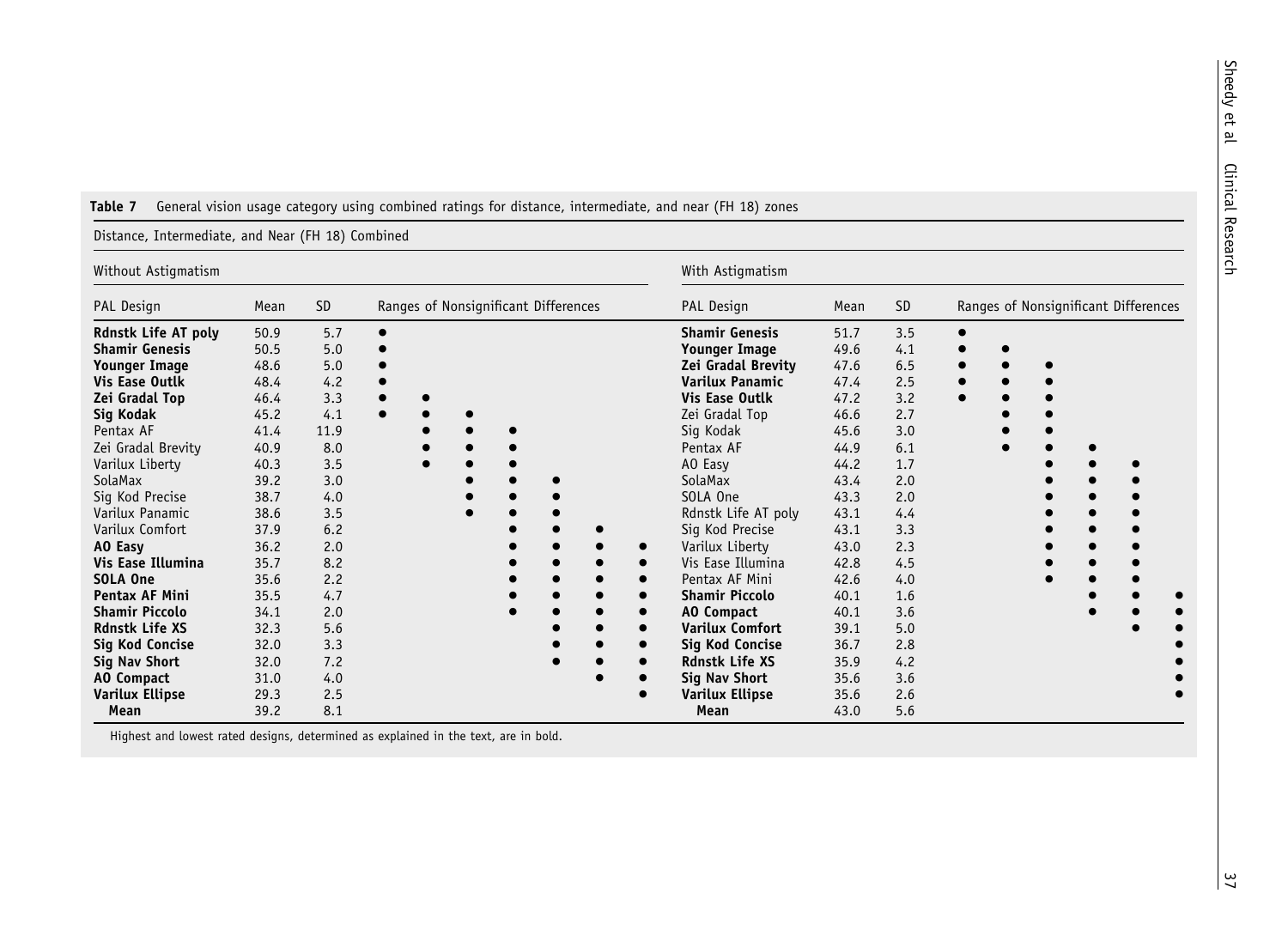**Table 7** General vision usage category using combined ratings for distance, intermediate, and near (FH 18) zones

Distance, Intermediate, and Near (FH 18) Combined

Without Astigmatism

| PAL Design | Mean | SD | Ranges of Nonsignificant Differences | | | | | | |
|---|---|---|---|---|---|---|---|---|---|
| **Rdnstk Life AT poly** | 50.9 | 5.7 | ● | | | | | | |
| **Shamir Genesis** | 50.5 | 5.0 | ● | | | | | | |
| **Younger Image** | 48.6 | 5.0 | ● | | | | | | |
| **Vis Ease Outlk** | 48.4 | 4.2 | ● | | | | | | |
| **Zei Gradal Top** | 46.4 | 3.3 | ● | ● | | | | | |
| **Sig Kodak** | 45.2 | 4.1 | ● | ● | ● | | | | |
| Pentax AF | 41.4 | 11.9 | | ● | ● | ● | | | |
| Zei Gradal Brevity | 40.9 | 8.0 | | ● | ● | ● | | | |
| Varilux Liberty | 40.3 | 3.5 | | ● | ● | ● | | | |
| SolaMax | 39.2 | 3.0 | | | ● | ● | ● | | |
| Sig Kod Precise | 38.7 | 4.0 | | | ● | ● | ● | | |
| Varilux Panamic | 38.6 | 3.5 | | | ● | ● | ● | | |
| Varilux Comfort | 37.9 | 6.2 | | | | ● | ● | ● | |
| **AO Easy** | 36.2 | 2.0 | | | | ● | ● | ● | ● |
| **Vis Ease Illumina** | 35.7 | 8.2 | | | | ● | ● | ● | ● |
| **SOLA One** | 35.6 | 2.2 | | | | ● | ● | ● | ● |
| **Pentax AF Mini** | 35.5 | 4.7 | | | | ● | ● | ● | ● |
| **Shamir Piccolo** | 34.1 | 2.0 | | | | ● | ● | ● | ● |
| **Rdnstk Life XS** | 32.3 | 5.6 | | | | | ● | ● | ● |
| **Sig Kod Concise** | 32.0 | 3.3 | | | | | ● | ● | ● |
| **Sig Nav Short** | 32.0 | 7.2 | | | | | ● | ● | ● |
| **AO Compact** | 31.0 | 4.0 | | | | | | ● | ● |
| **Varilux Ellipse** | 29.3 | 2.5 | | | | | | | ● |
| **Mean** | 39.2 | 8.1 | | | | | | | |

With Astigmatism

| PAL Design | Mean | SD | Ranges of Nonsignificant Differences | | | | | |
|---|---|---|---|---|---|---|---|---|
| **Shamir Genesis** | 51.7 | 3.5 | ● | | | | | |
| **Younger Image** | 49.6 | 4.1 | ● | ● | | | | |
| **Zei Gradal Brevity** | 47.6 | 6.5 | ● | ● | ● | | | |
| **Varilux Panamic** | 47.4 | 2.5 | ● | ● | ● | | | |
| **Vis Ease Outlk** | 47.2 | 3.2 | ● | ● | ● | | | |
| Zei Gradal Top | 46.6 | 2.7 | | ● | ● | | | |
| Sig Kodak | 45.6 | 3.0 | | ● | ● | | | |
| Pentax AF | 44.9 | 6.1 | | ● | ● | ● | | |
| AO Easy | 44.2 | 1.7 | | | ● | ● | ● | |
| SolaMax | 43.4 | 2.0 | | | ● | ● | ● | |
| SOLA One | 43.3 | 2.0 | | | ● | ● | ● | |
| Rdnstk Life AT poly | 43.1 | 4.4 | | | ● | ● | ● | |
| Sig Kod Precise | 43.1 | 3.3 | | | ● | ● | ● | |
| Varilux Liberty | 43.0 | 2.3 | | | ● | ● | ● | |
| Vis Ease Illumina | 42.8 | 4.5 | | | ● | ● | ● | |
| Pentax AF Mini | 42.6 | 4.0 | | | ● | ● | ● | |
| **Shamir Piccolo** | 40.1 | 1.6 | | | | ● | ● | ● |
| **AO Compact** | 40.1 | 3.6 | | | | ● | ● | ● |
| **Varilux Comfort** | 39.1 | 5.0 | | | | | ● | ● |
| **Sig Kod Concise** | 36.7 | 2.8 | | | | | | ● |
| **Rdnstk Life XS** | 35.9 | 4.2 | | | | | | ● |
| **Sig Nav Short** | 35.6 | 3.6 | | | | | | ● |
| **Varilux Ellipse** | 35.6 | 2.6 | | | | | | ● |
| **Mean** | 43.0 | 5.6 | | | | | | |

Highest and lowest rated designs, determined as explained in the text, are in bold.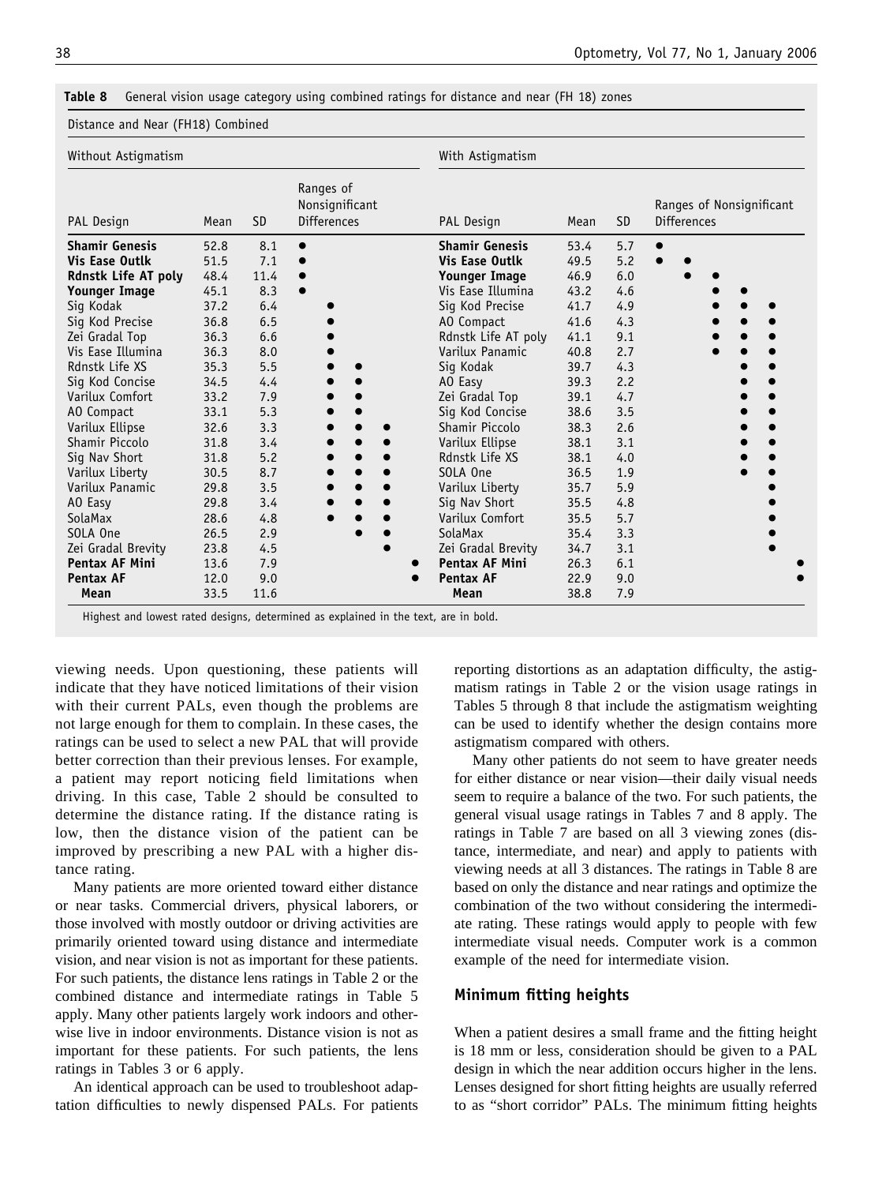**Table 8** General vision usage category using combined ratings for distance and near (FH 18) zones

Distance and Near (FH18) Combined

Without Astigmatism

| PAL Design | Mean | SD | Ranges of Nonsignificant Differences | | | | |
|---|---|---|---|---|---|---|---|
| **Shamir Genesis** | 52.8 | 8.1 | ● | | | | |
| **Vis Ease Outlk** | 51.5 | 7.1 | ● | | | | |
| **Rdnstk Life AT poly** | 48.4 | 11.4 | ● | | | | |
| **Younger Image** | 45.1 | 8.3 | ● | | | | |
| Sig Kodak | 37.2 | 6.4 | | ● | | | |
| Sig Kod Precise | 36.8 | 6.5 | | ● | | | |
| Zei Gradal Top | 36.3 | 6.6 | | ● | | | |
| Vis Ease Illumina | 36.3 | 8.0 | | ● | | | |
| Rdnstk Life XS | 35.3 | 5.5 | | ● | ● | | |
| Sig Kod Concise | 34.5 | 4.4 | | ● | ● | | |
| Varilux Comfort | 33.2 | 7.9 | | ● | ● | | |
| AO Compact | 33.1 | 5.3 | | ● | ● | | |
| Varilux Ellipse | 32.6 | 3.3 | | ● | ● | ● | |
| Shamir Piccolo | 31.8 | 3.4 | | ● | ● | ● | |
| Sig Nav Short | 31.8 | 5.2 | | ● | ● | ● | |
| Varilux Liberty | 30.5 | 8.7 | | ● | ● | ● | |
| Varilux Panamic | 29.8 | 3.5 | | ● | ● | ● | |
| AO Easy | 29.8 | 3.4 | | ● | ● | ● | |
| SolaMax | 28.6 | 4.8 | | ● | ● | ● | |
| SOLA One | 26.5 | 2.9 | | | ● | ● | |
| Zei Gradal Brevity | 23.8 | 4.5 | | | | ● | |
| **Pentax AF Mini** | 13.6 | 7.9 | | | | | ● |
| **Pentax AF** | 12.0 | 9.0 | | | | | ● |
| **Mean** | 33.5 | 11.6 | | | | | |

With Astigmatism

| PAL Design | Mean | SD | Ranges of Nonsignificant Differences | | | | | |
|---|---|---|---|---|---|---|---|---|
| **Shamir Genesis** | 53.4 | 5.7 | ● | | | | | |
| **Vis Ease Outlk** | 49.5 | 5.2 | ● | ● | | | | |
| **Younger Image** | 46.9 | 6.0 | | ● | ● | | | |
| Vis Ease Illumina | 43.2 | 4.6 | | | ● | ● | | |
| Sig Kod Precise | 41.7 | 4.9 | | | ● | ● | ● | |
| AO Compact | 41.6 | 4.3 | | | ● | ● | ● | |
| Rdnstk Life AT poly | 41.1 | 9.1 | | | ● | ● | ● | |
| Varilux Panamic | 40.8 | 2.7 | | | ● | ● | ● | |
| Sig Kodak | 39.7 | 4.3 | | | | ● | ● | |
| AO Easy | 39.3 | 2.2 | | | | ● | ● | |
| Zei Gradal Top | 39.1 | 4.7 | | | | ● | ● | |
| Sig Kod Concise | 38.6 | 3.5 | | | | ● | ● | |
| Shamir Piccolo | 38.3 | 2.6 | | | | ● | ● | |
| Varilux Ellipse | 38.1 | 3.1 | | | | ● | ● | |
| Rdnstk Life XS | 38.1 | 4.0 | | | | ● | ● | |
| SOLA One | 36.5 | 1.9 | | | | ● | ● | |
| Varilux Liberty | 35.7 | 5.9 | | | | | ● | |
| Sig Nav Short | 35.5 | 4.8 | | | | | ● | |
| Varilux Comfort | 35.5 | 5.7 | | | | | ● | |
| SolaMax | 35.4 | 3.3 | | | | | ● | |
| Zei Gradal Brevity | 34.7 | 3.1 | | | | | ● | |
| **Pentax AF Mini** | 26.3 | 6.1 | | | | | | ● |
| **Pentax AF** | 22.9 | 9.0 | | | | | | ● |
| **Mean** | 38.8 | 7.9 | | | | | | |

Highest and lowest rated designs, determined as explained in the text, are in bold.

viewing needs. Upon questioning, these patients will indicate that they have noticed limitations of their vision with their current PALs, even though the problems are not large enough for them to complain. In these cases, the ratings can be used to select a new PAL that will provide better correction than their previous lenses. For example, a patient may report noticing field limitations when driving. In this case, Table 2 should be consulted to determine the distance rating. If the distance rating is low, then the distance vision of the patient can be improved by prescribing a new PAL with a higher distance rating.

Many patients are more oriented toward either distance or near tasks. Commercial drivers, physical laborers, or those involved with mostly outdoor or driving activities are primarily oriented toward using distance and intermediate vision, and near vision is not as important for these patients. For such patients, the distance lens ratings in Table 2 or the combined distance and intermediate ratings in Table 5 apply. Many other patients largely work indoors and otherwise live in indoor environments. Distance vision is not as important for these patients. For such patients, the lens ratings in Tables 3 or 6 apply.

An identical approach can be used to troubleshoot adaptation difficulties to newly dispensed PALs. For patients reporting distortions as an adaptation difficulty, the astigmatism ratings in Table 2 or the vision usage ratings in Tables 5 through 8 that include the astigmatism weighting can be used to identify whether the design contains more astigmatism compared with others.

Many other patients do not seem to have greater needs for either distance or near vision—their daily visual needs seem to require a balance of the two. For such patients, the general visual usage ratings in Tables 7 and 8 apply. The ratings in Table 7 are based on all 3 viewing zones (distance, intermediate, and near) and apply to patients with viewing needs at all 3 distances. The ratings in Table 8 are based on only the distance and near ratings and optimize the combination of the two without considering the intermediate rating. These ratings would apply to people with few intermediate visual needs. Computer work is a common example of the need for intermediate vision.

## Minimum fitting heights

When a patient desires a small frame and the fitting height is 18 mm or less, consideration should be given to a PAL design in which the near addition occurs higher in the lens. Lenses designed for short fitting heights are usually referred to as "short corridor" PALs. The minimum fitting heights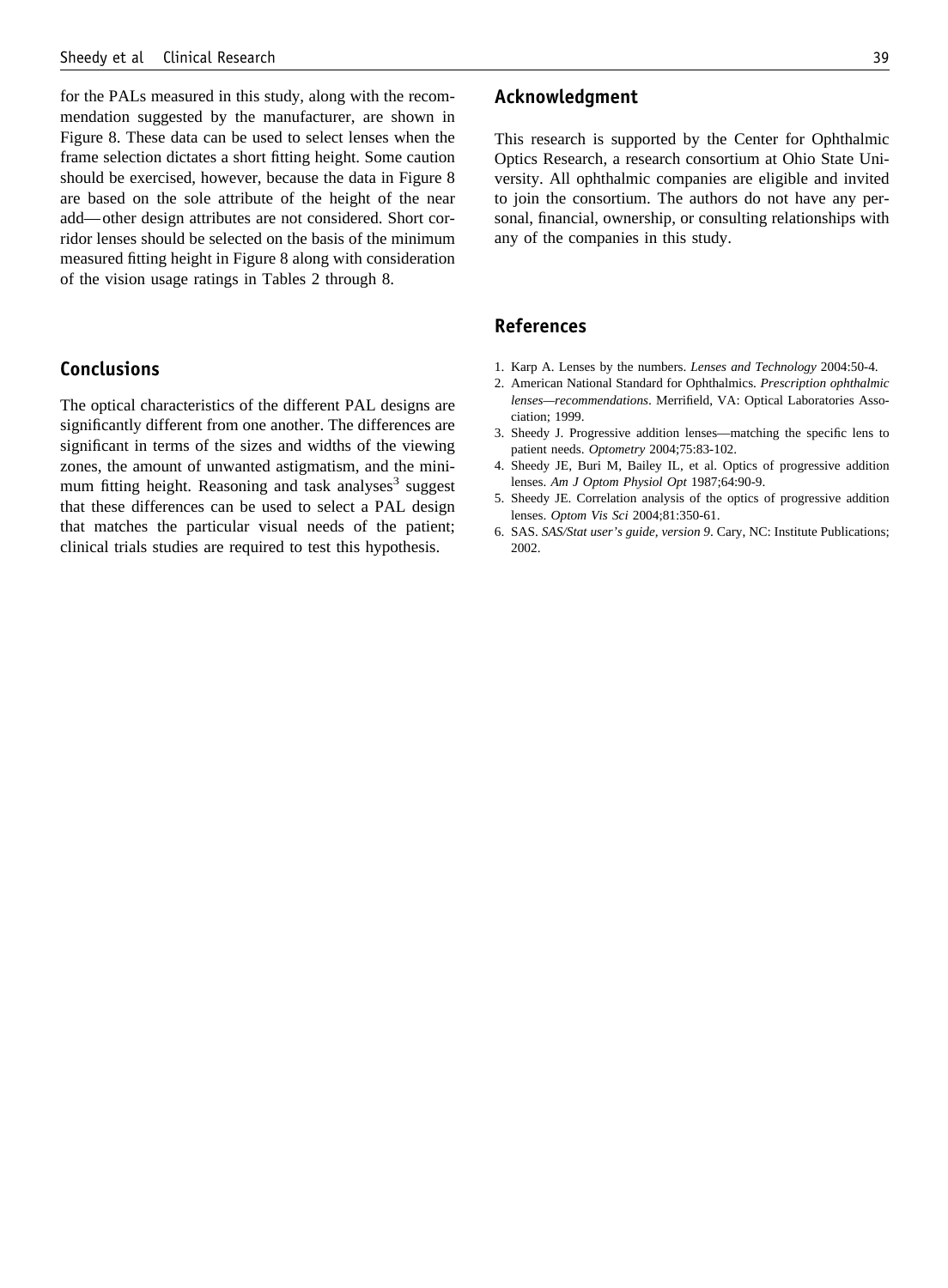for the PALs measured in this study, along with the recommendation suggested by the manufacturer, are shown in Figure 8. These data can be used to select lenses when the frame selection dictates a short fitting height. Some caution should be exercised, however, because the data in Figure 8 are based on the sole attribute of the height of the near add—other design attributes are not considered. Short corridor lenses should be selected on the basis of the minimum measured fitting height in Figure 8 along with consideration of the vision usage ratings in Tables 2 through 8.

## Conclusions

The optical characteristics of the different PAL designs are significantly different from one another. The differences are significant in terms of the sizes and widths of the viewing zones, the amount of unwanted astigmatism, and the minimum fitting height. Reasoning and task analyses[3] suggest that these differences can be used to select a PAL design that matches the particular visual needs of the patient; clinical trials studies are required to test this hypothesis.

## Acknowledgment

This research is supported by the Center for Ophthalmic Optics Research, a research consortium at Ohio State University. All ophthalmic companies are eligible and invited to join the consortium. The authors do not have any personal, financial, ownership, or consulting relationships with any of the companies in this study.

## References

1. Karp A. Lenses by the numbers. *Lenses and Technology* 2004:50-4.
2. American National Standard for Ophthalmics. *Prescription ophthalmic lenses—recommendations*. Merrifield, VA: Optical Laboratories Association; 1999.
3. Sheedy J. Progressive addition lenses—matching the specific lens to patient needs. *Optometry* 2004;75:83-102.
4. Sheedy JE, Buri M, Bailey IL, et al. Optics of progressive addition lenses. *Am J Optom Physiol Opt* 1987;64:90-9.
5. Sheedy JE. Correlation analysis of the optics of progressive addition lenses. *Optom Vis Sci* 2004;81:350-61.
6. SAS. *SAS/Stat user's guide, version 9*. Cary, NC: Institute Publications; 2002.